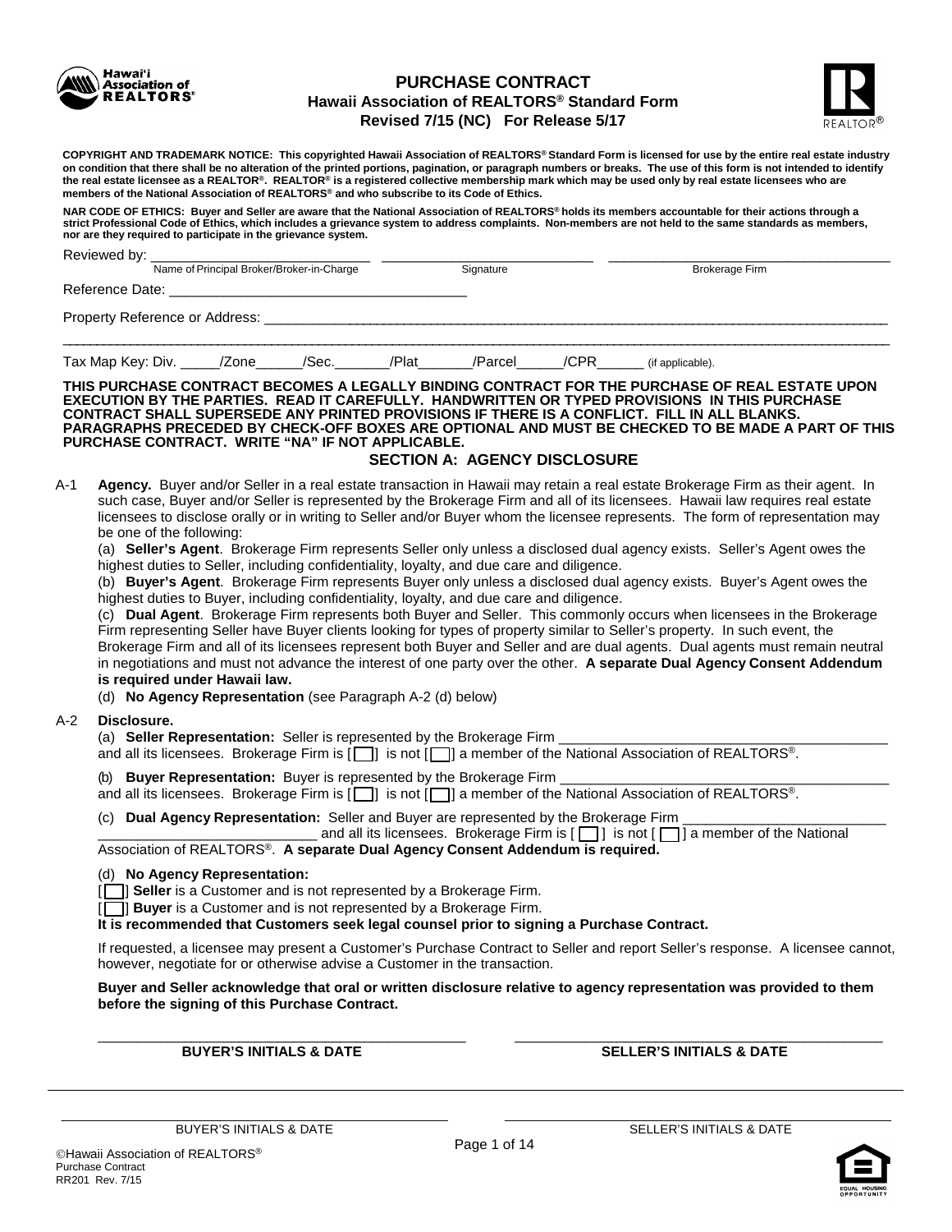# PURCHASE CONTRACT

**Hawaii Association of REALTORS® Standard Form**
**Revised 7/15 (NC) For Release 5/17**

**COPYRIGHT AND TRADEMARK NOTICE: This copyrighted Hawaii Association of REALTORS® Standard Form is licensed for use by the entire real estate industry on condition that there shall be no alteration of the printed portions, pagination, or paragraph numbers or breaks. The use of this form is not intended to identify the real estate licensee as a REALTOR®. REALTOR® is a registered collective membership mark which may be used only by real estate licensees who are members of the National Association of REALTORS® and who subscribe to its Code of Ethics.**

**NAR CODE OF ETHICS: Buyer and Seller are aware that the National Association of REALTORS® holds its members accountable for their actions through a strict Professional Code of Ethics, which includes a grievance system to address complaints. Non-members are not held to the same standards as members, nor are they required to participate in the grievance system.**

Reviewed by: ______________________________ ______________________________ ______________________________
Name of Principal Broker/Broker-in-Charge — Signature — Brokerage Firm

Reference Date: ______________________________

Property Reference or Address: ____________________________________________________________
____________________________________________________________________________________

Tax Map Key: Div. _____/Zone______/Sec._______/Plat_______/Parcel______/CPR______ (if applicable).

**THIS PURCHASE CONTRACT BECOMES A LEGALLY BINDING CONTRACT FOR THE PURCHASE OF REAL ESTATE UPON EXECUTION BY THE PARTIES. READ IT CAREFULLY. HANDWRITTEN OR TYPED PROVISIONS IN THIS PURCHASE CONTRACT SHALL SUPERSEDE ANY PRINTED PROVISIONS IF THERE IS A CONFLICT. FILL IN ALL BLANKS. PARAGRAPHS PRECEDED BY CHECK-OFF BOXES ARE OPTIONAL AND MUST BE CHECKED TO BE MADE A PART OF THIS PURCHASE CONTRACT. WRITE "NA" IF NOT APPLICABLE.**

## SECTION A: AGENCY DISCLOSURE

A-1 **Agency.** Buyer and/or Seller in a real estate transaction in Hawaii may retain a real estate Brokerage Firm as their agent. In such case, Buyer and/or Seller is represented by the Brokerage Firm and all of its licensees. Hawaii law requires real estate licensees to disclose orally or in writing to Seller and/or Buyer whom the licensee represents. The form of representation may be one of the following:

(a) **Seller's Agent**. Brokerage Firm represents Seller only unless a disclosed dual agency exists. Seller's Agent owes the highest duties to Seller, including confidentiality, loyalty, and due care and diligence.

(b) **Buyer's Agent**. Brokerage Firm represents Buyer only unless a disclosed dual agency exists. Buyer's Agent owes the highest duties to Buyer, including confidentiality, loyalty, and due care and diligence.

(c) **Dual Agent**. Brokerage Firm represents both Buyer and Seller. This commonly occurs when licensees in the Brokerage Firm representing Seller have Buyer clients looking for types of property similar to Seller's property. In such event, the Brokerage Firm and all of its licensees represent both Buyer and Seller and are dual agents. Dual agents must remain neutral in negotiations and must not advance the interest of one party over the other. **A separate Dual Agency Consent Addendum is required under Hawaii law.**

(d) **No Agency Representation** (see Paragraph A-2 (d) below)

A-2 **Disclosure.**

(a) **Seller Representation:** Seller is represented by the Brokerage Firm ______________________________ and all its licensees. Brokerage Firm is [ ] is not [ ] a member of the National Association of REALTORS®.

(b) **Buyer Representation:** Buyer is represented by the Brokerage Firm ______________________________ and all its licensees. Brokerage Firm is [ ] is not [ ] a member of the National Association of REALTORS®.

(c) **Dual Agency Representation:** Seller and Buyer are represented by the Brokerage Firm ______________________________ ______________________________ and all its licensees. Brokerage Firm is [ ] is not [ ] a member of the National Association of REALTORS®. **A separate Dual Agency Consent Addendum is required.**

(d) **No Agency Representation:**

[ ] **Seller** is a Customer and is not represented by a Brokerage Firm.

[ ] **Buyer** is a Customer and is not represented by a Brokerage Firm.

**It is recommended that Customers seek legal counsel prior to signing a Purchase Contract.**

If requested, a licensee may present a Customer's Purchase Contract to Seller and report Seller's response. A licensee cannot, however, negotiate for or otherwise advise a Customer in the transaction.

**Buyer and Seller acknowledge that oral or written disclosure relative to agency representation was provided to them before the signing of this Purchase Contract.**

______________________________ ______________________________
**BUYER'S INITIALS & DATE** **SELLER'S INITIALS & DATE**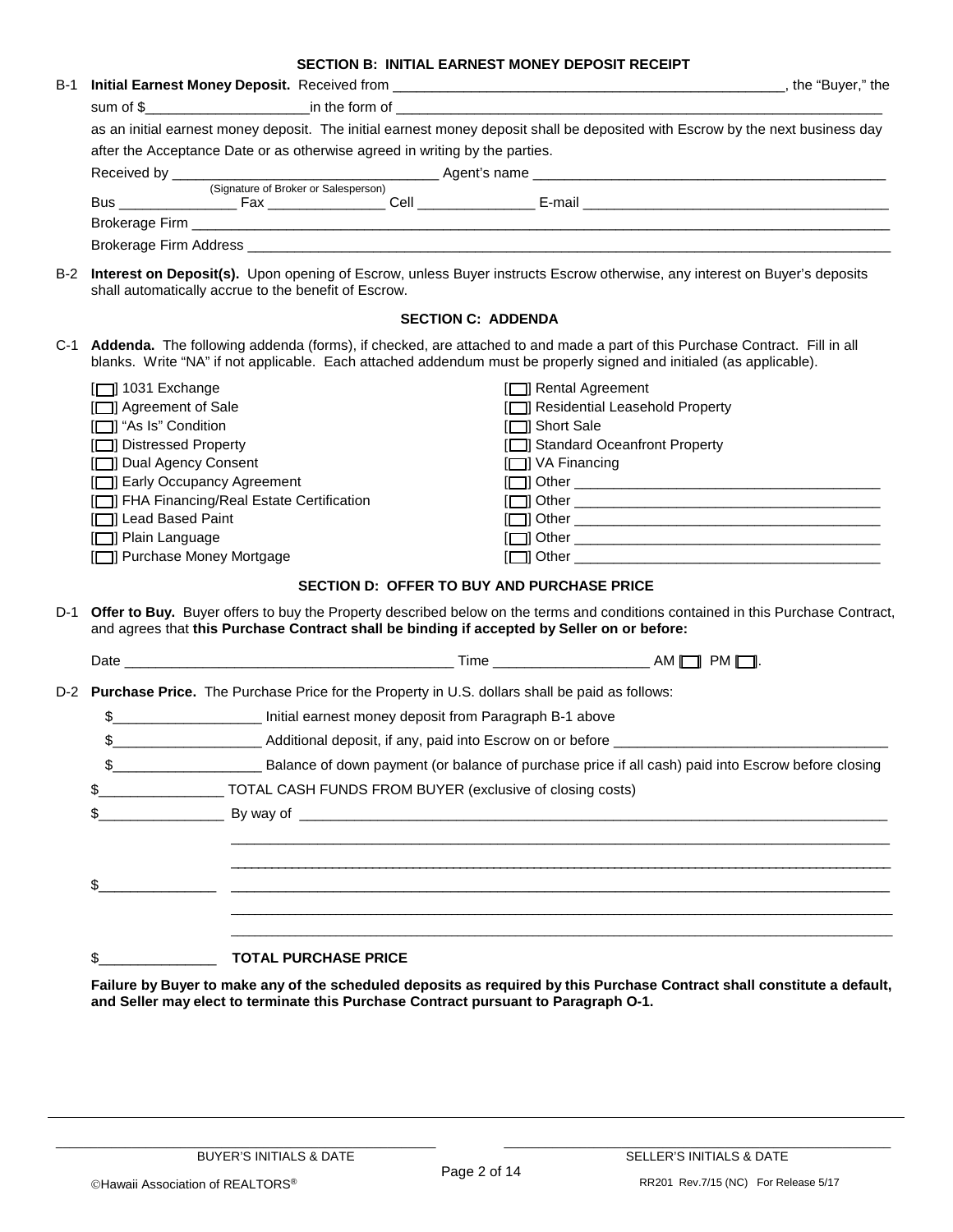## SECTION B: INITIAL EARNEST MONEY DEPOSIT RECEIPT

B-1 **Initial Earnest Money Deposit.** Received from __________________________________________________, the "Buyer," the sum of $____________________in the form of ______________________________________________________________ as an initial earnest money deposit. The initial earnest money deposit shall be deposited with Escrow by the next business day after the Acceptance Date or as otherwise agreed in writing by the parties.

Received by ________________________________ Agent's name ____________________________________________
(Signature of Broker or Salesperson)

Bus _______________ Fax _______________ Cell _______________ E-mail ______________________________________

Brokerage Firm ___________________________________________________________________________________

Brokerage Firm Address ____________________________________________________________________________

B-2 **Interest on Deposit(s).** Upon opening of Escrow, unless Buyer instructs Escrow otherwise, any interest on Buyer's deposits shall automatically accrue to the benefit of Escrow.

## SECTION C: ADDENDA

C-1 **Addenda.** The following addenda (forms), if checked, are attached to and made a part of this Purchase Contract. Fill in all blanks. Write "NA" if not applicable. Each attached addendum must be properly signed and initialed (as applicable).

[☐] 1031 Exchange
[☐] Agreement of Sale
[☐] "As Is" Condition
[☐] Distressed Property
[☐] Dual Agency Consent
[☐] Early Occupancy Agreement
[☐] FHA Financing/Real Estate Certification
[☐] Lead Based Paint
[☐] Plain Language
[☐] Purchase Money Mortgage
[☐] Rental Agreement
[☐] Residential Leasehold Property
[☐] Short Sale
[☐] Standard Oceanfront Property
[☐] VA Financing
[☐] Other ______________________________________
[☐] Other ______________________________________
[☐] Other ______________________________________
[☐] Other ______________________________________
[☐] Other ______________________________________

## SECTION D: OFFER TO BUY AND PURCHASE PRICE

D-1 **Offer to Buy.** Buyer offers to buy the Property described below on the terms and conditions contained in this Purchase Contract, and agrees that **this Purchase Contract shall be binding if accepted by Seller on or before:**

Date ________________________________________ Time ___________________ AM [☐] PM [☐].

D-2 **Purchase Price.** The Purchase Price for the Property in U.S. dollars shall be paid as follows:

$__________________ Initial earnest money deposit from Paragraph B-1 above

$__________________ Additional deposit, if any, paid into Escrow on or before ___________________________________

$__________________ Balance of down payment (or balance of purchase price if all cash) paid into Escrow before closing

$________________ TOTAL CASH FUNDS FROM BUYER (exclusive of closing costs)

$________________ By way of ____________________________________________________________________________

_____________________________________________________________________________________________

_____________________________________________________________________________________________

$_______________ _____________________________________________________________________________________

_____________________________________________________________________________________________

_____________________________________________________________________________________________

$_______________ **TOTAL PURCHASE PRICE**

**Failure by Buyer to make any of the scheduled deposits as required by this Purchase Contract shall constitute a default, and Seller may elect to terminate this Purchase Contract pursuant to Paragraph O-1.**

BUYER'S INITIALS & DATE

SELLER'S INITIALS & DATE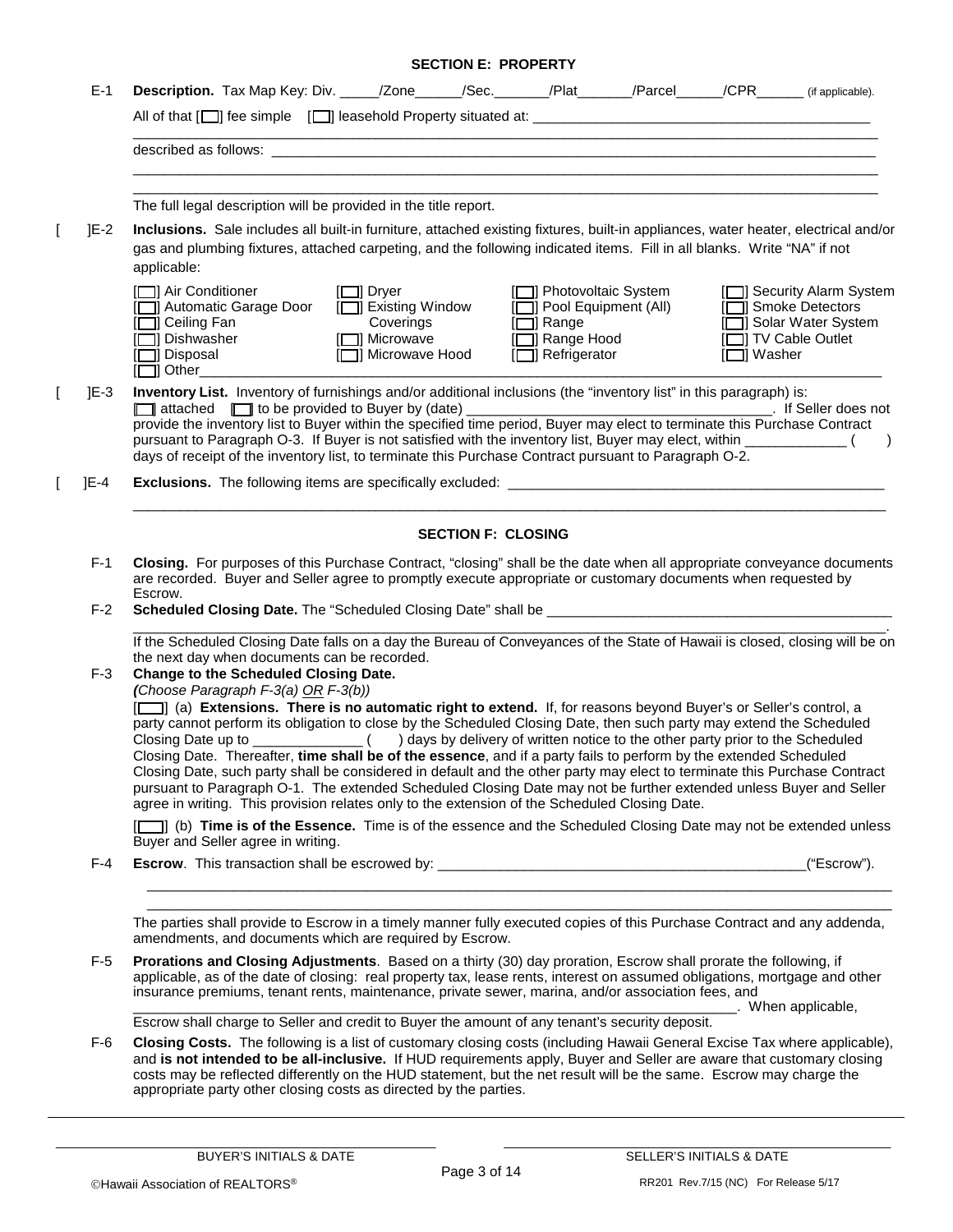## SECTION E: PROPERTY

E-1 **Description.** Tax Map Key: Div. _____/Zone______/Sec._______/Plat_______/Parcel______/CPR______ (if applicable).

All of that [ ] fee simple [ ] leasehold Property situated at: ____________________________________________

_____________________________________________________________________________________________

described as follows: ___________________________________________________________________________

_____________________________________________________________________________________________

_____________________________________________________________________________________________

The full legal description will be provided in the title report.

[ ]E-2 **Inclusions.** Sale includes all built-in furniture, attached existing fixtures, built-in appliances, water heater, electrical and/or gas and plumbing fixtures, attached carpeting, and the following indicated items. Fill in all blanks. Write "NA" if not applicable:

[ ] Air Conditioner
[ ] Automatic Garage Door
[ ] Ceiling Fan
[ ] Dishwasher
[ ] Disposal
[ ] Dryer
[ ] Existing Window Coverings
[ ] Microwave
[ ] Microwave Hood
[ ] Photovoltaic System
[ ] Pool Equipment (All)
[ ] Range
[ ] Range Hood
[ ] Refrigerator
[ ] Security Alarm System
[ ] Smoke Detectors
[ ] Solar Water System
[ ] TV Cable Outlet
[ ] Washer
[ ] Other_______________________________________________________________________________________

[ ]E-3 **Inventory List.** Inventory of furnishings and/or additional inclusions (the "inventory list" in this paragraph) is: [ ] attached [ ] to be provided to Buyer by (date) _______________________________________. If Seller does not provide the inventory list to Buyer within the specified time period, Buyer may elect to terminate this Purchase Contract pursuant to Paragraph O-3. If Buyer is not satisfied with the inventory list, Buyer may elect, within ____________ ( ) days of receipt of the inventory list, to terminate this Purchase Contract pursuant to Paragraph O-2.

[ ]E-4 **Exclusions.** The following items are specifically excluded: _______________________________________________

_____________________________________________________________________________________________

## SECTION F: CLOSING

F-1 **Closing.** For purposes of this Purchase Contract, "closing" shall be the date when all appropriate conveyance documents are recorded. Buyer and Seller agree to promptly execute appropriate or customary documents when requested by Escrow.

F-2 **Scheduled Closing Date.** The "Scheduled Closing Date" shall be ______________________________________________

_____________________________________________________________________________________________.

If the Scheduled Closing Date falls on a day the Bureau of Conveyances of the State of Hawaii is closed, closing will be on the next day when documents can be recorded.

F-3 **Change to the Scheduled Closing Date.**

***(**Choose Paragraph F-3(a) OR F-3(b))*

[ ] (a) **Extensions. There is no automatic right to extend.** If, for reasons beyond Buyer's or Seller's control, a party cannot perform its obligation to close by the Scheduled Closing Date, then such party may extend the Scheduled Closing Date up to ______________ ( ) days by delivery of written notice to the other party prior to the Scheduled Closing Date. Thereafter, **time shall be of the essence**, and if a party fails to perform by the extended Scheduled Closing Date, such party shall be considered in default and the other party may elect to terminate this Purchase Contract pursuant to Paragraph O-1. The extended Scheduled Closing Date may not be further extended unless Buyer and Seller agree in writing. This provision relates only to the extension of the Scheduled Closing Date.

[ ] (b) **Time is of the Essence.** Time is of the essence and the Scheduled Closing Date may not be extended unless Buyer and Seller agree in writing.

F-4 **Escrow**. This transaction shall be escrowed by: ________________________________________________("Escrow").

_____________________________________________________________________________________________

_____________________________________________________________________________________________

The parties shall provide to Escrow in a timely manner fully executed copies of this Purchase Contract and any addenda, amendments, and documents which are required by Escrow.

F-5 **Prorations and Closing Adjustments**. Based on a thirty (30) day proration, Escrow shall prorate the following, if applicable, as of the date of closing: real property tax, lease rents, interest on assumed obligations, mortgage and other insurance premiums, tenant rents, maintenance, private sewer, marina, and/or association fees, and _____________________________________________________________________________. When applicable, Escrow shall charge to Seller and credit to Buyer the amount of any tenant's security deposit.

F-6 **Closing Costs.** The following is a list of customary closing costs (including Hawaii General Excise Tax where applicable), and **is not intended to be all-inclusive.** If HUD requirements apply, Buyer and Seller are aware that customary closing costs may be reflected differently on the HUD statement, but the net result will be the same. Escrow may charge the appropriate party other closing costs as directed by the parties.

BUYER'S INITIALS & DATE　　　　SELLER'S INITIALS & DATE

©Hawaii Association of REALTORS® RR201 Rev.7/15 (NC) For Release 5/17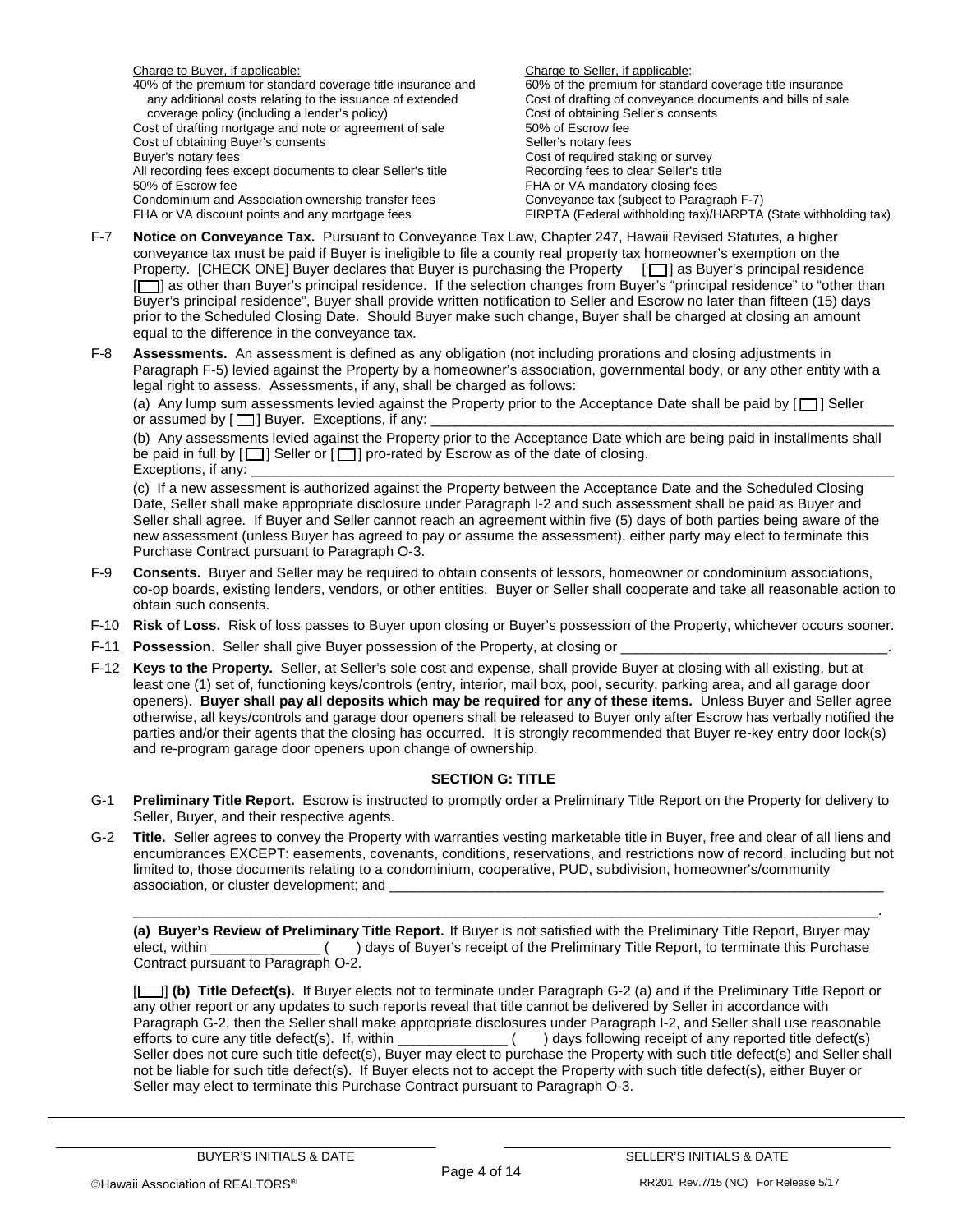| Charge to Buyer, if applicable: | Charge to Seller, if applicable: |
| --- | --- |
| 40% of the premium for standard coverage title insurance and any additional costs relating to the issuance of extended coverage policy (including a lender's policy) | 60% of the premium for standard coverage title insurance |
| Cost of drafting mortgage and note or agreement of sale | Cost of drafting of conveyance documents and bills of sale |
| Cost of obtaining Buyer's consents | Cost of obtaining Seller's consents |
| Buyer's notary fees | 50% of Escrow fee |
| All recording fees except documents to clear Seller's title | Seller's notary fees |
| 50% of Escrow fee | Cost of required staking or survey |
| Condominium and Association ownership transfer fees | Recording fees to clear Seller's title |
| FHA or VA discount points and any mortgage fees | FHA or VA mandatory closing fees |
| | Conveyance tax (subject to Paragraph F-7) |
| | FIRPTA (Federal withholding tax)/HARPTA (State withholding tax) |

F-7 **Notice on Conveyance Tax.** Pursuant to Conveyance Tax Law, Chapter 247, Hawaii Revised Statutes, a higher conveyance tax must be paid if Buyer is ineligible to file a county real property tax homeowner's exemption on the Property. [CHECK ONE] Buyer declares that Buyer is purchasing the Property [ ] as Buyer's principal residence [ ] as other than Buyer's principal residence. If the selection changes from Buyer's "principal residence" to "other than Buyer's principal residence", Buyer shall provide written notification to Seller and Escrow no later than fifteen (15) days prior to the Scheduled Closing Date. Should Buyer make such change, Buyer shall be charged at closing an amount equal to the difference in the conveyance tax.

F-8 **Assessments.** An assessment is defined as any obligation (not including prorations and closing adjustments in Paragraph F-5) levied against the Property by a homeowner's association, governmental body, or any other entity with a legal right to assess. Assessments, if any, shall be charged as follows:

(a) Any lump sum assessments levied against the Property prior to the Acceptance Date shall be paid by [ ] Seller or assumed by [ ] Buyer. Exceptions, if any: ____________________

(b) Any assessments levied against the Property prior to the Acceptance Date which are being paid in installments shall be paid in full by [ ] Seller or [ ] pro-rated by Escrow as of the date of closing. Exceptions, if any: ____________________

(c) If a new assessment is authorized against the Property between the Acceptance Date and the Scheduled Closing Date, Seller shall make appropriate disclosure under Paragraph I-2 and such assessment shall be paid as Buyer and Seller shall agree. If Buyer and Seller cannot reach an agreement within five (5) days of both parties being aware of the new assessment (unless Buyer has agreed to pay or assume the assessment), either party may elect to terminate this Purchase Contract pursuant to Paragraph O-3.

F-9 **Consents.** Buyer and Seller may be required to obtain consents of lessors, homeowner or condominium associations, co-op boards, existing lenders, vendors, or other entities. Buyer or Seller shall cooperate and take all reasonable action to obtain such consents.

F-10 **Risk of Loss.** Risk of loss passes to Buyer upon closing or Buyer's possession of the Property, whichever occurs sooner.

F-11 **Possession**. Seller shall give Buyer possession of the Property, at closing or ____________________.

F-12 **Keys to the Property.** Seller, at Seller's sole cost and expense, shall provide Buyer at closing with all existing, but at least one (1) set of, functioning keys/controls (entry, interior, mail box, pool, security, parking area, and all garage door openers). **Buyer shall pay all deposits which may be required for any of these items.** Unless Buyer and Seller agree otherwise, all keys/controls and garage door openers shall be released to Buyer only after Escrow has verbally notified the parties and/or their agents that the closing has occurred. It is strongly recommended that Buyer re-key entry door lock(s) and re-program garage door openers upon change of ownership.

## SECTION G: TITLE

G-1 **Preliminary Title Report.** Escrow is instructed to promptly order a Preliminary Title Report on the Property for delivery to Seller, Buyer, and their respective agents.

G-2 **Title.** Seller agrees to convey the Property with warranties vesting marketable title in Buyer, free and clear of all liens and encumbrances EXCEPT: easements, covenants, conditions, reservations, and restrictions now of record, including but not limited to, those documents relating to a condominium, cooperative, PUD, subdivision, homeowner's/community association, or cluster development; and ____________________
____________________.

**(a) Buyer's Review of Preliminary Title Report.** If Buyer is not satisfied with the Preliminary Title Report, Buyer may elect, within ______________ (   ) days of Buyer's receipt of the Preliminary Title Report, to terminate this Purchase Contract pursuant to Paragraph O-2.

[ ] **(b) Title Defect(s).** If Buyer elects not to terminate under Paragraph G-2 (a) and if the Preliminary Title Report or any other report or any updates to such reports reveal that title cannot be delivered by Seller in accordance with Paragraph G-2, then the Seller shall make appropriate disclosures under Paragraph I-2, and Seller shall use reasonable efforts to cure any title defect(s). If, within ______________ (   ) days following receipt of any reported title defect(s) Seller does not cure such title defect(s), Buyer may elect to purchase the Property with such title defect(s) and Seller shall not be liable for such title defect(s). If Buyer elects not to accept the Property with such title defect(s), either Buyer or Seller may elect to terminate this Purchase Contract pursuant to Paragraph O-3.

BUYER'S INITIALS & DATE ____________________ SELLER'S INITIALS & DATE ____________________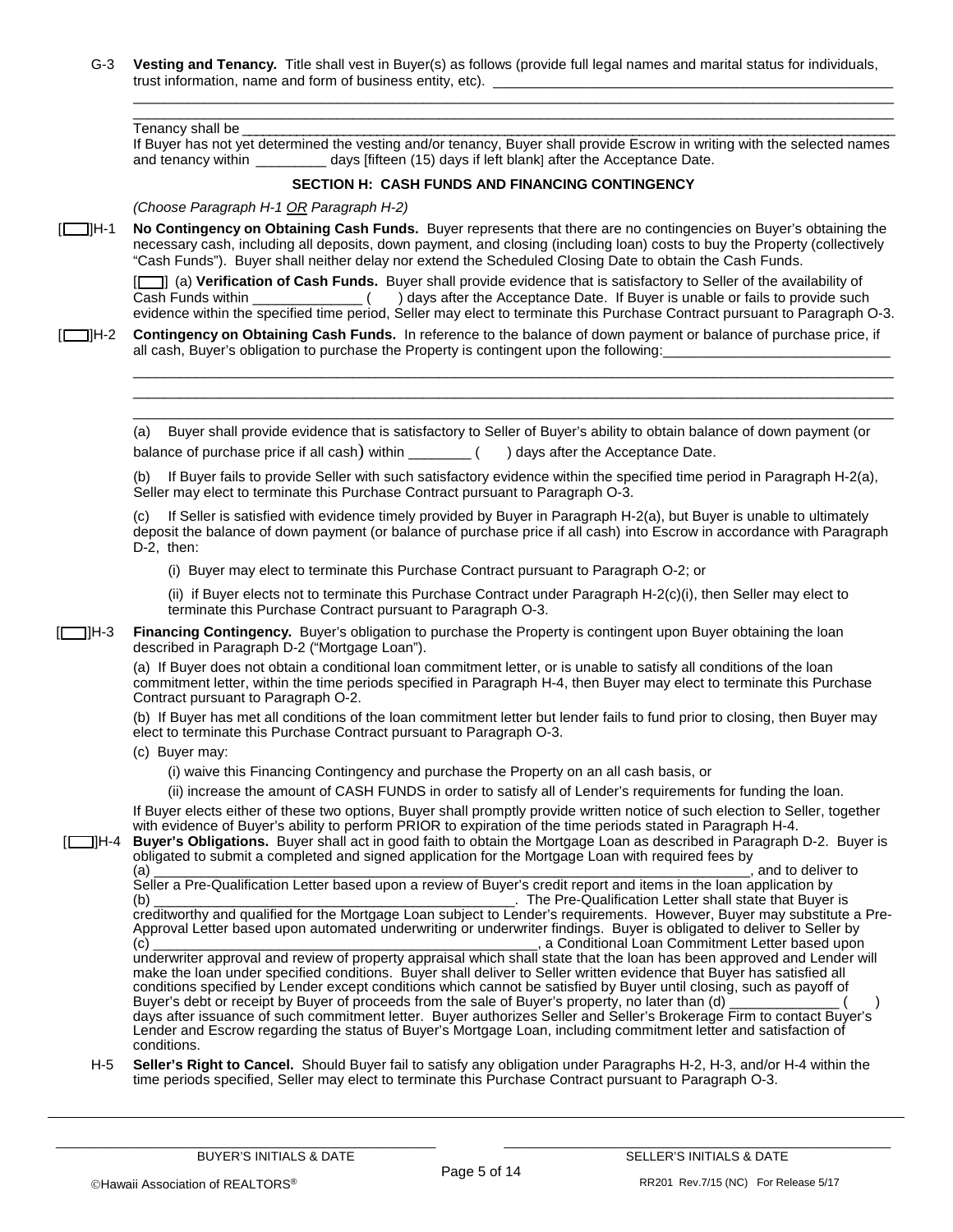G-3 **Vesting and Tenancy.** Title shall vest in Buyer(s) as follows (provide full legal names and marital status for individuals, trust information, name and form of business entity, etc). ____________________________________________________
______________________________________________________________________________________________
______________________________________________________________________________________________

Tenancy shall be _______________________________________________________________________________

If Buyer has not yet determined the vesting and/or tenancy, Buyer shall provide Escrow in writing with the selected names and tenancy within _________ days [fifteen (15) days if left blank] after the Acceptance Date.

## SECTION H: CASH FUNDS AND FINANCING CONTINGENCY

*(Choose Paragraph H-1 OR Paragraph H-2)*

[ ]H-1 **No Contingency on Obtaining Cash Funds.** Buyer represents that there are no contingencies on Buyer's obtaining the necessary cash, including all deposits, down payment, and closing (including loan) costs to buy the Property (collectively "Cash Funds"). Buyer shall neither delay nor extend the Scheduled Closing Date to obtain the Cash Funds.

[ ] (a) **Verification of Cash Funds.** Buyer shall provide evidence that is satisfactory to Seller of the availability of Cash Funds within ______________ (   ) days after the Acceptance Date. If Buyer is unable or fails to provide such evidence within the specified time period, Seller may elect to terminate this Purchase Contract pursuant to Paragraph O-3.

[ ]H-2 **Contingency on Obtaining Cash Funds.** In reference to the balance of down payment or balance of purchase price, if all cash, Buyer's obligation to purchase the Property is contingent upon the following:_____________________________
______________________________________________________________________________________________
______________________________________________________________________________________________
______________________________________________________________________________________________

(a) Buyer shall provide evidence that is satisfactory to Seller of Buyer's ability to obtain balance of down payment (or balance of purchase price if all cash) within ________ (   ) days after the Acceptance Date.

(b) If Buyer fails to provide Seller with such satisfactory evidence within the specified time period in Paragraph H-2(a), Seller may elect to terminate this Purchase Contract pursuant to Paragraph O-3.

(c) If Seller is satisfied with evidence timely provided by Buyer in Paragraph H-2(a), but Buyer is unable to ultimately deposit the balance of down payment (or balance of purchase price if all cash) into Escrow in accordance with Paragraph D-2, then:

(i) Buyer may elect to terminate this Purchase Contract pursuant to Paragraph O-2; or

(ii) if Buyer elects not to terminate this Purchase Contract under Paragraph H-2(c)(i), then Seller may elect to terminate this Purchase Contract pursuant to Paragraph O-3.

[ ]H-3 **Financing Contingency.** Buyer's obligation to purchase the Property is contingent upon Buyer obtaining the loan described in Paragraph D-2 ("Mortgage Loan").

(a) If Buyer does not obtain a conditional loan commitment letter, or is unable to satisfy all conditions of the loan commitment letter, within the time periods specified in Paragraph H-4, then Buyer may elect to terminate this Purchase Contract pursuant to Paragraph O-2.

(b) If Buyer has met all conditions of the loan commitment letter but lender fails to fund prior to closing, then Buyer may elect to terminate this Purchase Contract pursuant to Paragraph O-3.

(c) Buyer may:

(i) waive this Financing Contingency and purchase the Property on an all cash basis, or

(ii) increase the amount of CASH FUNDS in order to satisfy all of Lender's requirements for funding the loan.

If Buyer elects either of these two options, Buyer shall promptly provide written notice of such election to Seller, together with evidence of Buyer's ability to perform PRIOR to expiration of the time periods stated in Paragraph H-4.

[ ]H-4 **Buyer's Obligations.** Buyer shall act in good faith to obtain the Mortgage Loan as described in Paragraph D-2. Buyer is obligated to submit a completed and signed application for the Mortgage Loan with required fees by (a) ____________________________________________________________________________, and to deliver to Seller a Pre-Qualification Letter based upon a review of Buyer's credit report and items in the loan application by (b) _______________________________________________. The Pre-Qualification Letter shall state that Buyer is creditworthy and qualified for the Mortgage Loan subject to Lender's requirements. However, Buyer may substitute a Pre-Approval Letter based upon automated underwriting or underwriter findings. Buyer is obligated to deliver to Seller by (c) ___________________________________________________, a Conditional Loan Commitment Letter based upon underwriter approval and review of property appraisal which shall state that the loan has been approved and Lender will make the loan under specified conditions. Buyer shall deliver to Seller written evidence that Buyer has satisfied all conditions specified by Lender except conditions which cannot be satisfied by Buyer until closing, such as payoff of Buyer's debt or receipt by Buyer of proceeds from the sale of Buyer's property, no later than (d) ______________ (   ) days after issuance of such commitment letter. Buyer authorizes Seller and Seller's Brokerage Firm to contact Buyer's Lender and Escrow regarding the status of Buyer's Mortgage Loan, including commitment letter and satisfaction of conditions.

H-5 **Seller's Right to Cancel.** Should Buyer fail to satisfy any obligation under Paragraphs H-2, H-3, and/or H-4 within the time periods specified, Seller may elect to terminate this Purchase Contract pursuant to Paragraph O-3.

BUYER'S INITIALS & DATE　　　　　SELLER'S INITIALS & DATE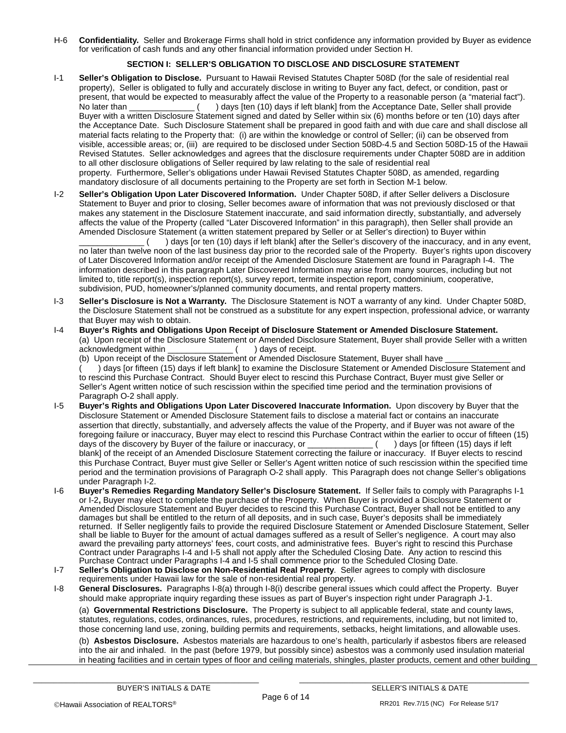H-6 **Confidentiality.** Seller and Brokerage Firms shall hold in strict confidence any information provided by Buyer as evidence for verification of cash funds and any other financial information provided under Section H.

## SECTION I: SELLER'S OBLIGATION TO DISCLOSE AND DISCLOSURE STATEMENT

I-1 **Seller's Obligation to Disclose.** Pursuant to Hawaii Revised Statutes Chapter 508D (for the sale of residential real property), Seller is obligated to fully and accurately disclose in writing to Buyer any fact, defect, or condition, past or present, that would be expected to measurably affect the value of the Property to a reasonable person (a "material fact"). No later than ______________ ( ) days [ten (10) days if left blank] from the Acceptance Date, Seller shall provide Buyer with a written Disclosure Statement signed and dated by Seller within six (6) months before or ten (10) days after the Acceptance Date. Such Disclosure Statement shall be prepared in good faith and with due care and shall disclose all material facts relating to the Property that: (i) are within the knowledge or control of Seller; (ii) can be observed from visible, accessible areas; or, (iii) are required to be disclosed under Section 508D-4.5 and Section 508D-15 of the Hawaii Revised Statutes. Seller acknowledges and agrees that the disclosure requirements under Chapter 508D are in addition to all other disclosure obligations of Seller required by law relating to the sale of residential real property. Furthermore, Seller's obligations under Hawaii Revised Statutes Chapter 508D, as amended, regarding mandatory disclosure of all documents pertaining to the Property are set forth in Section M-1 below.

I-2 **Seller's Obligation Upon Later Discovered Information.** Under Chapter 508D, if after Seller delivers a Disclosure Statement to Buyer and prior to closing, Seller becomes aware of information that was not previously disclosed or that makes any statement in the Disclosure Statement inaccurate, and said information directly, substantially, and adversely affects the value of the Property (called "Later Discovered Information" in this paragraph), then Seller shall provide an Amended Disclosure Statement (a written statement prepared by Seller or at Seller's direction) to Buyer within ______________ ( ) days [or ten (10) days if left blank] after the Seller's discovery of the inaccuracy, and in any event, no later than twelve noon of the last business day prior to the recorded sale of the Property. Buyer's rights upon discovery of Later Discovered Information and/or receipt of the Amended Disclosure Statement are found in Paragraph I-4. The information described in this paragraph Later Discovered Information may arise from many sources, including but not limited to, title report(s), inspection report(s), survey report, termite inspection report, condominium, cooperative, subdivision, PUD, homeowner's/planned community documents, and rental property matters.

I-3 **Seller's Disclosure is Not a Warranty.** The Disclosure Statement is NOT a warranty of any kind. Under Chapter 508D, the Disclosure Statement shall not be construed as a substitute for any expert inspection, professional advice, or warranty that Buyer may wish to obtain.

I-4 **Buyer's Rights and Obligations Upon Receipt of Disclosure Statement or Amended Disclosure Statement.**
(a) Upon receipt of the Disclosure Statement or Amended Disclosure Statement, Buyer shall provide Seller with a written acknowledgment within ______________ ( ) days of receipt.
(b) Upon receipt of the Disclosure Statement or Amended Disclosure Statement, Buyer shall have ______________ ( ) days [or fifteen (15) days if left blank] to examine the Disclosure Statement or Amended Disclosure Statement and to rescind this Purchase Contract. Should Buyer elect to rescind this Purchase Contract, Buyer must give Seller or Seller's Agent written notice of such rescission within the specified time period and the termination provisions of Paragraph O-2 shall apply.

I-5 **Buyer's Rights and Obligations Upon Later Discovered Inaccurate Information.** Upon discovery by Buyer that the Disclosure Statement or Amended Disclosure Statement fails to disclose a material fact or contains an inaccurate assertion that directly, substantially, and adversely affects the value of the Property, and if Buyer was not aware of the foregoing failure or inaccuracy, Buyer may elect to rescind this Purchase Contract within the earlier to occur of fifteen (15) days of the discovery by Buyer of the failure or inaccuracy, or ______________ ( ) days [or fifteen (15) days if left blank] of the receipt of an Amended Disclosure Statement correcting the failure or inaccuracy. If Buyer elects to rescind this Purchase Contract, Buyer must give Seller or Seller's Agent written notice of such rescission within the specified time period and the termination provisions of Paragraph O-2 shall apply. This Paragraph does not change Seller's obligations under Paragraph I-2.

I-6 **Buyer's Remedies Regarding Mandatory Seller's Disclosure Statement.** If Seller fails to comply with Paragraphs I-1 or I-2**,** Buyer may elect to complete the purchase of the Property. When Buyer is provided a Disclosure Statement or Amended Disclosure Statement and Buyer decides to rescind this Purchase Contract, Buyer shall not be entitled to any damages but shall be entitled to the return of all deposits, and in such case, Buyer's deposits shall be immediately returned. If Seller negligently fails to provide the required Disclosure Statement or Amended Disclosure Statement, Seller shall be liable to Buyer for the amount of actual damages suffered as a result of Seller's negligence. A court may also award the prevailing party attorneys' fees, court costs, and administrative fees. Buyer's right to rescind this Purchase Contract under Paragraphs I-4 and I-5 shall not apply after the Scheduled Closing Date. Any action to rescind this Purchase Contract under Paragraphs I-4 and I-5 shall commence prior to the Scheduled Closing Date.

I-7 **Seller's Obligation to Disclose on Non-Residential Real Property**. Seller agrees to comply with disclosure requirements under Hawaii law for the sale of non-residential real property.

I-8 **General Disclosures.** Paragraphs I-8(a) through I-8(i) describe general issues which could affect the Property. Buyer should make appropriate inquiry regarding these issues as part of Buyer's inspection right under Paragraph J-1.

(a) **Governmental Restrictions Disclosure.** The Property is subject to all applicable federal, state and county laws, statutes, regulations, codes, ordinances, rules, procedures, restrictions, and requirements, including, but not limited to, those concerning land use, zoning, building permits and requirements, setbacks, height limitations, and allowable uses.

(b) **Asbestos Disclosure.** Asbestos materials are hazardous to one's health, particularly if asbestos fibers are released into the air and inhaled. In the past (before 1979, but possibly since) asbestos was a commonly used insulation material in heating facilities and in certain types of floor and ceiling materials, shingles, plaster products, cement and other building

BUYER'S INITIALS & DATE

SELLER'S INITIALS & DATE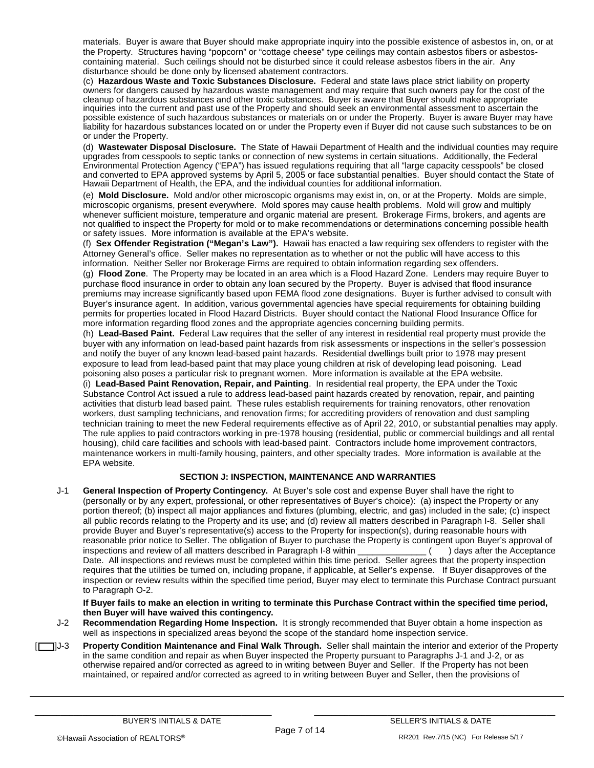materials. Buyer is aware that Buyer should make appropriate inquiry into the possible existence of asbestos in, on, or at the Property. Structures having "popcorn" or "cottage cheese" type ceilings may contain asbestos fibers or asbestos-containing material. Such ceilings should not be disturbed since it could release asbestos fibers in the air. Any disturbance should be done only by licensed abatement contractors.

(c) **Hazardous Waste and Toxic Substances Disclosure.** Federal and state laws place strict liability on property owners for dangers caused by hazardous waste management and may require that such owners pay for the cost of the cleanup of hazardous substances and other toxic substances. Buyer is aware that Buyer should make appropriate inquiries into the current and past use of the Property and should seek an environmental assessment to ascertain the possible existence of such hazardous substances or materials on or under the Property. Buyer is aware Buyer may have liability for hazardous substances located on or under the Property even if Buyer did not cause such substances to be on or under the Property.

(d) **Wastewater Disposal Disclosure.** The State of Hawaii Department of Health and the individual counties may require upgrades from cesspools to septic tanks or connection of new systems in certain situations. Additionally, the Federal Environmental Protection Agency ("EPA") has issued regulations requiring that all "large capacity cesspools" be closed and converted to EPA approved systems by April 5, 2005 or face substantial penalties. Buyer should contact the State of Hawaii Department of Health, the EPA, and the individual counties for additional information.

(e) **Mold Disclosure.** Mold and/or other microscopic organisms may exist in, on, or at the Property. Molds are simple, microscopic organisms, present everywhere. Mold spores may cause health problems. Mold will grow and multiply whenever sufficient moisture, temperature and organic material are present. Brokerage Firms, brokers, and agents are not qualified to inspect the Property for mold or to make recommendations or determinations concerning possible health or safety issues. More information is available at the EPA's website.

(f) **Sex Offender Registration ("Megan's Law").** Hawaii has enacted a law requiring sex offenders to register with the Attorney General's office. Seller makes no representation as to whether or not the public will have access to this information. Neither Seller nor Brokerage Firms are required to obtain information regarding sex offenders.

(g) **Flood Zone**. The Property may be located in an area which is a Flood Hazard Zone. Lenders may require Buyer to purchase flood insurance in order to obtain any loan secured by the Property. Buyer is advised that flood insurance premiums may increase significantly based upon FEMA flood zone designations. Buyer is further advised to consult with Buyer's insurance agent. In addition, various governmental agencies have special requirements for obtaining building permits for properties located in Flood Hazard Districts. Buyer should contact the National Flood Insurance Office for more information regarding flood zones and the appropriate agencies concerning building permits.

(h) **Lead-Based Paint.** Federal Law requires that the seller of any interest in residential real property must provide the buyer with any information on lead-based paint hazards from risk assessments or inspections in the seller's possession and notify the buyer of any known lead-based paint hazards. Residential dwellings built prior to 1978 may present exposure to lead from lead-based paint that may place young children at risk of developing lead poisoning. Lead poisoning also poses a particular risk to pregnant women. More information is available at the EPA website.

(i) **Lead-Based Paint Renovation, Repair, and Painting**. In residential real property, the EPA under the Toxic Substance Control Act issued a rule to address lead-based paint hazards created by renovation, repair, and painting activities that disturb lead based paint. These rules establish requirements for training renovators, other renovation workers, dust sampling technicians, and renovation firms; for accrediting providers of renovation and dust sampling technician training to meet the new Federal requirements effective as of April 22, 2010, or substantial penalties may apply. The rule applies to paid contractors working in pre-1978 housing (residential, public or commercial buildings and all rental housing), child care facilities and schools with lead-based paint. Contractors include home improvement contractors, maintenance workers in multi-family housing, painters, and other specialty trades. More information is available at the EPA website.

## SECTION J: INSPECTION, MAINTENANCE AND WARRANTIES

J-1 **General Inspection of Property Contingency.** At Buyer's sole cost and expense Buyer shall have the right to (personally or by any expert, professional, or other representatives of Buyer's choice): (a) inspect the Property or any portion thereof; (b) inspect all major appliances and fixtures (plumbing, electric, and gas) included in the sale; (c) inspect all public records relating to the Property and its use; and (d) review all matters described in Paragraph I-8. Seller shall provide Buyer and Buyer's representative(s) access to the Property for inspection(s), during reasonable hours with reasonable prior notice to Seller. The obligation of Buyer to purchase the Property is contingent upon Buyer's approval of inspections and review of all matters described in Paragraph I-8 within ______________ (    ) days after the Acceptance Date. All inspections and reviews must be completed within this time period. Seller agrees that the property inspection requires that the utilities be turned on, including propane, if applicable, at Seller's expense. If Buyer disapproves of the inspection or review results within the specified time period, Buyer may elect to terminate this Purchase Contract pursuant to Paragraph O-2.

**If Buyer fails to make an election in writing to terminate this Purchase Contract within the specified time period, then Buyer will have waived this contingency.**

J-2 **Recommendation Regarding Home Inspection.** It is strongly recommended that Buyer obtain a home inspection as well as inspections in specialized areas beyond the scope of the standard home inspection service.

[   ]J-3 **Property Condition Maintenance and Final Walk Through.** Seller shall maintain the interior and exterior of the Property in the same condition and repair as when Buyer inspected the Property pursuant to Paragraphs J-1 and J-2, or as otherwise repaired and/or corrected as agreed to in writing between Buyer and Seller. If the Property has not been maintained, or repaired and/or corrected as agreed to in writing between Buyer and Seller, then the provisions of

BUYER'S INITIALS & DATE　　　　SELLER'S INITIALS & DATE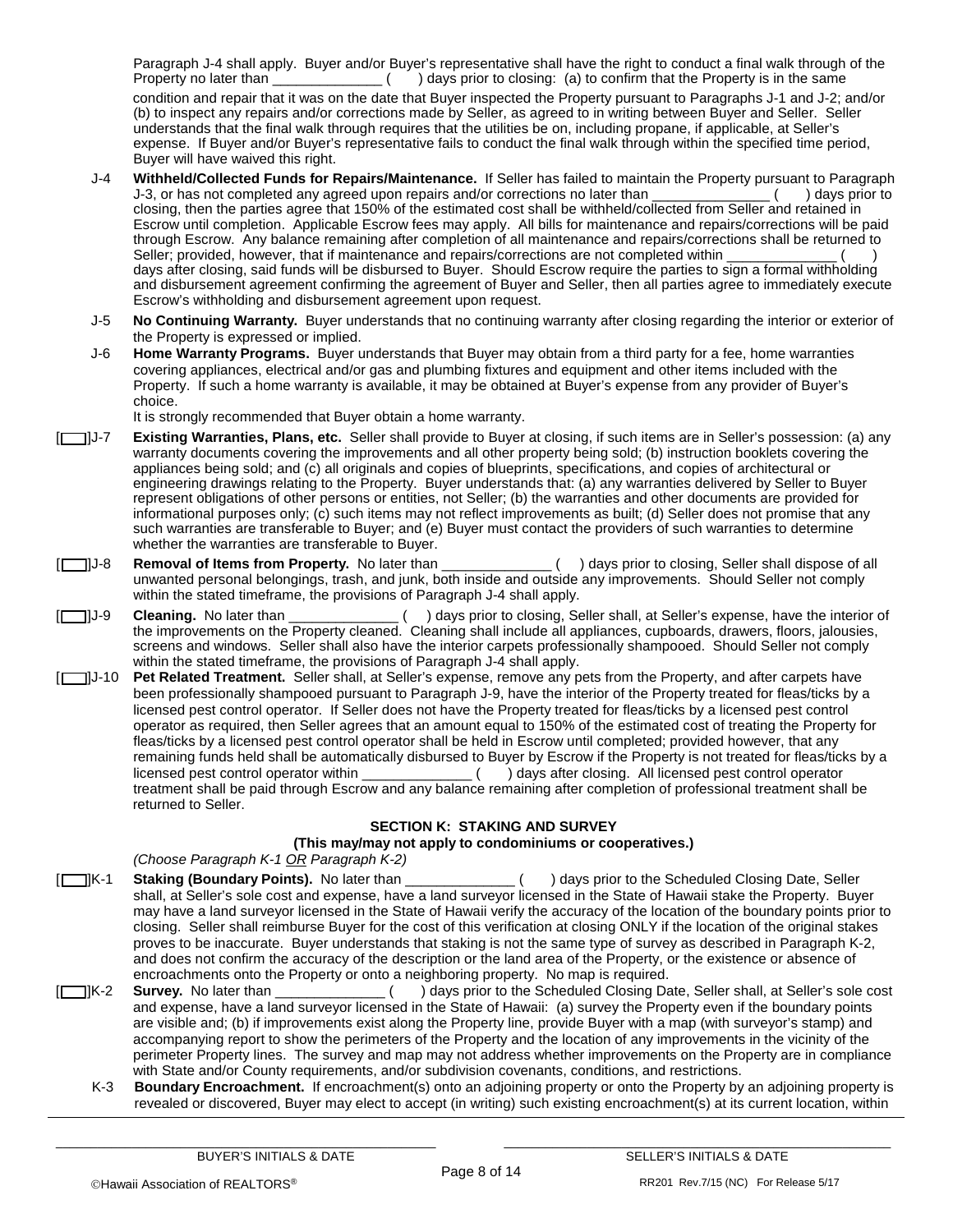Paragraph J-4 shall apply. Buyer and/or Buyer's representative shall have the right to conduct a final walk through of the Property no later than ______________ (    ) days prior to closing: (a) to confirm that the Property is in the same condition and repair that it was on the date that Buyer inspected the Property pursuant to Paragraphs J-1 and J-2; and/or (b) to inspect any repairs and/or corrections made by Seller, as agreed to in writing between Buyer and Seller. Seller understands that the final walk through requires that the utilities be on, including propane, if applicable, at Seller's expense. If Buyer and/or Buyer's representative fails to conduct the final walk through within the specified time period, Buyer will have waived this right.

J-4 **Withheld/Collected Funds for Repairs/Maintenance.** If Seller has failed to maintain the Property pursuant to Paragraph J-3, or has not completed any agreed upon repairs and/or corrections no later than _______________ (    ) days prior to closing, then the parties agree that 150% of the estimated cost shall be withheld/collected from Seller and retained in Escrow until completion. Applicable Escrow fees may apply. All bills for maintenance and repairs/corrections will be paid through Escrow. Any balance remaining after completion of all maintenance and repairs/corrections shall be returned to Seller; provided, however, that if maintenance and repairs/corrections are not completed within ______________ (    ) days after closing, said funds will be disbursed to Buyer. Should Escrow require the parties to sign a formal withholding and disbursement agreement confirming the agreement of Buyer and Seller, then all parties agree to immediately execute Escrow's withholding and disbursement agreement upon request.

J-5 **No Continuing Warranty.** Buyer understands that no continuing warranty after closing regarding the interior or exterior of the Property is expressed or implied.

J-6 **Home Warranty Programs.** Buyer understands that Buyer may obtain from a third party for a fee, home warranties covering appliances, electrical and/or gas and plumbing fixtures and equipment and other items included with the Property. If such a home warranty is available, it may be obtained at Buyer's expense from any provider of Buyer's choice.

It is strongly recommended that Buyer obtain a home warranty.

[ ]J-7 **Existing Warranties, Plans, etc.** Seller shall provide to Buyer at closing, if such items are in Seller's possession: (a) any warranty documents covering the improvements and all other property being sold; (b) instruction booklets covering the appliances being sold; and (c) all originals and copies of blueprints, specifications, and copies of architectural or engineering drawings relating to the Property. Buyer understands that: (a) any warranties delivered by Seller to Buyer represent obligations of other persons or entities, not Seller; (b) the warranties and other documents are provided for informational purposes only; (c) such items may not reflect improvements as built; (d) Seller does not promise that any such warranties are transferable to Buyer; and (e) Buyer must contact the providers of such warranties to determine whether the warranties are transferable to Buyer.

[ ]J-8 **Removal of Items from Property.** No later than ______________ (    ) days prior to closing, Seller shall dispose of all unwanted personal belongings, trash, and junk, both inside and outside any improvements. Should Seller not comply within the stated timeframe, the provisions of Paragraph J-4 shall apply.

[ ]J-9 **Cleaning.** No later than ______________ (    ) days prior to closing, Seller shall, at Seller's expense, have the interior of the improvements on the Property cleaned. Cleaning shall include all appliances, cupboards, drawers, floors, jalousies, screens and windows. Seller shall also have the interior carpets professionally shampooed. Should Seller not comply within the stated timeframe, the provisions of Paragraph J-4 shall apply.

[ ]J-10 **Pet Related Treatment.** Seller shall, at Seller's expense, remove any pets from the Property, and after carpets have been professionally shampooed pursuant to Paragraph J-9, have the interior of the Property treated for fleas/ticks by a licensed pest control operator. If Seller does not have the Property treated for fleas/ticks by a licensed pest control operator as required, then Seller agrees that an amount equal to 150% of the estimated cost of treating the Property for fleas/ticks by a licensed pest control operator shall be held in Escrow until completed; provided however, that any remaining funds held shall be automatically disbursed to Buyer by Escrow if the Property is not treated for fleas/ticks by a licensed pest control operator within ______________ (    ) days after closing. All licensed pest control operator treatment shall be paid through Escrow and any balance remaining after completion of professional treatment shall be returned to Seller.

## SECTION K: STAKING AND SURVEY

**(This may/may not apply to condominiums or cooperatives.)**

*(Choose Paragraph K-1 OR Paragraph K-2)*

[ ]K-1 **Staking (Boundary Points).** No later than ______________ (    ) days prior to the Scheduled Closing Date, Seller shall, at Seller's sole cost and expense, have a land surveyor licensed in the State of Hawaii stake the Property. Buyer may have a land surveyor licensed in the State of Hawaii verify the accuracy of the location of the boundary points prior to closing. Seller shall reimburse Buyer for the cost of this verification at closing ONLY if the location of the original stakes proves to be inaccurate. Buyer understands that staking is not the same type of survey as described in Paragraph K-2, and does not confirm the accuracy of the description or the land area of the Property, or the existence or absence of encroachments onto the Property or onto a neighboring property. No map is required.

[ ]K-2 **Survey.** No later than ______________ (    ) days prior to the Scheduled Closing Date, Seller shall, at Seller's sole cost and expense, have a land surveyor licensed in the State of Hawaii: (a) survey the Property even if the boundary points are visible and; (b) if improvements exist along the Property line, provide Buyer with a map (with surveyor's stamp) and accompanying report to show the perimeters of the Property and the location of any improvements in the vicinity of the perimeter Property lines. The survey and map may not address whether improvements on the Property are in compliance with State and/or County requirements, and/or subdivision covenants, conditions, and restrictions.

K-3 **Boundary Encroachment.** If encroachment(s) onto an adjoining property or onto the Property by an adjoining property is revealed or discovered, Buyer may elect to accept (in writing) such existing encroachment(s) at its current location, within

BUYER'S INITIALS & DATE ______________ SELLER'S INITIALS & DATE ______________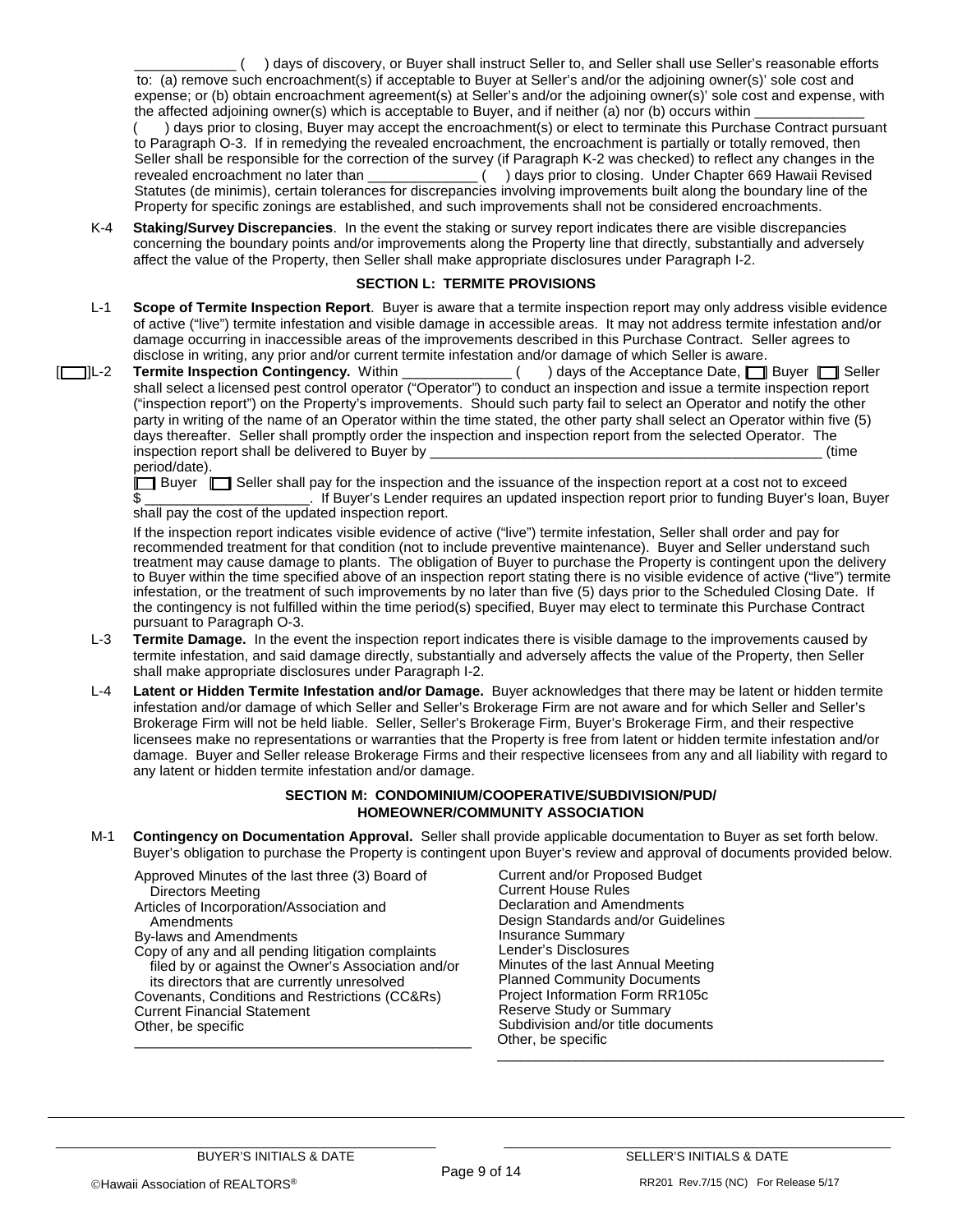_____________ (   ) days of discovery, or Buyer shall instruct Seller to, and Seller shall use Seller's reasonable efforts to: (a) remove such encroachment(s) if acceptable to Buyer at Seller's and/or the adjoining owner(s)' sole cost and expense; or (b) obtain encroachment agreement(s) at Seller's and/or the adjoining owner(s)' sole cost and expense, with the affected adjoining owner(s) which is acceptable to Buyer, and if neither (a) nor (b) occurs within _____________ (   ) days prior to closing, Buyer may accept the encroachment(s) or elect to terminate this Purchase Contract pursuant to Paragraph O-3. If in remedying the revealed encroachment, the encroachment is partially or totally removed, then Seller shall be responsible for the correction of the survey (if Paragraph K-2 was checked) to reflect any changes in the revealed encroachment no later than _____________ (   ) days prior to closing. Under Chapter 669 Hawaii Revised Statutes (de minimis), certain tolerances for discrepancies involving improvements built along the boundary line of the Property for specific zonings are established, and such improvements shall not be considered encroachments.

K-4 **Staking/Survey Discrepancies**. In the event the staking or survey report indicates there are visible discrepancies concerning the boundary points and/or improvements along the Property line that directly, substantially and adversely affect the value of the Property, then Seller shall make appropriate disclosures under Paragraph I-2.

## SECTION L: TERMITE PROVISIONS

L-1 **Scope of Termite Inspection Report**. Buyer is aware that a termite inspection report may only address visible evidence of active ("live") termite infestation and visible damage in accessible areas. It may not address termite infestation and/or damage occurring in inaccessible areas of the improvements described in this Purchase Contract. Seller agrees to disclose in writing, any prior and/or current termite infestation and/or damage of which Seller is aware.

[ ] L-2 **Termite Inspection Contingency.** Within _____________ (   ) days of the Acceptance Date, [ ] Buyer [ ] Seller shall select a licensed pest control operator ("Operator") to conduct an inspection and issue a termite inspection report ("inspection report") on the Property's improvements. Should such party fail to select an Operator and notify the other party in writing of the name of an Operator within the time stated, the other party shall select an Operator within five (5) days thereafter. Seller shall promptly order the inspection and inspection report from the selected Operator. The inspection report shall be delivered to Buyer by _______________________________________________ (time period/date).

[ ] Buyer [ ] Seller shall pay for the inspection and the issuance of the inspection report at a cost not to exceed $ ____________________. If Buyer's Lender requires an updated inspection report prior to funding Buyer's loan, Buyer shall pay the cost of the updated inspection report.

If the inspection report indicates visible evidence of active ("live") termite infestation, Seller shall order and pay for recommended treatment for that condition (not to include preventive maintenance). Buyer and Seller understand such treatment may cause damage to plants. The obligation of Buyer to purchase the Property is contingent upon the delivery to Buyer within the time specified above of an inspection report stating there is no visible evidence of active ("live") termite infestation, or the treatment of such improvements by no later than five (5) days prior to the Scheduled Closing Date. If the contingency is not fulfilled within the time period(s) specified, Buyer may elect to terminate this Purchase Contract pursuant to Paragraph O-3.

L-3 **Termite Damage.** In the event the inspection report indicates there is visible damage to the improvements caused by termite infestation, and said damage directly, substantially and adversely affects the value of the Property, then Seller shall make appropriate disclosures under Paragraph I-2.

L-4 **Latent or Hidden Termite Infestation and/or Damage.** Buyer acknowledges that there may be latent or hidden termite infestation and/or damage of which Seller and Seller's Brokerage Firm are not aware and for which Seller and Seller's Brokerage Firm will not be held liable. Seller, Seller's Brokerage Firm, Buyer's Brokerage Firm, and their respective licensees make no representations or warranties that the Property is free from latent or hidden termite infestation and/or damage. Buyer and Seller release Brokerage Firms and their respective licensees from any and all liability with regard to any latent or hidden termite infestation and/or damage.

## SECTION M: CONDOMINIUM/COOPERATIVE/SUBDIVISION/PUD/ HOMEOWNER/COMMUNITY ASSOCIATION

M-1 **Contingency on Documentation Approval.** Seller shall provide applicable documentation to Buyer as set forth below. Buyer's obligation to purchase the Property is contingent upon Buyer's review and approval of documents provided below.

- Approved Minutes of the last three (3) Board of Directors Meeting
- Articles of Incorporation/Association and Amendments
- By-laws and Amendments
- Copy of any and all pending litigation complaints filed by or against the Owner's Association and/or its directors that are currently unresolved
- Covenants, Conditions and Restrictions (CC&Rs)
- Current Financial Statement
- Other, be specific _______________________________________
- Current and/or Proposed Budget
- Current House Rules
- Declaration and Amendments
- Design Standards and/or Guidelines
- Insurance Summary
- Lender's Disclosures
- Minutes of the last Annual Meeting
- Planned Community Documents
- Project Information Form RR105c
- Reserve Study or Summary
- Subdivision and/or title documents
- Other, be specific _______________________________________

BUYER'S INITIALS & DATE ______________________ SELLER'S INITIALS & DATE ______________________

©Hawaii Association of REALTORS® RR201 Rev.7/15 (NC) For Release 5/17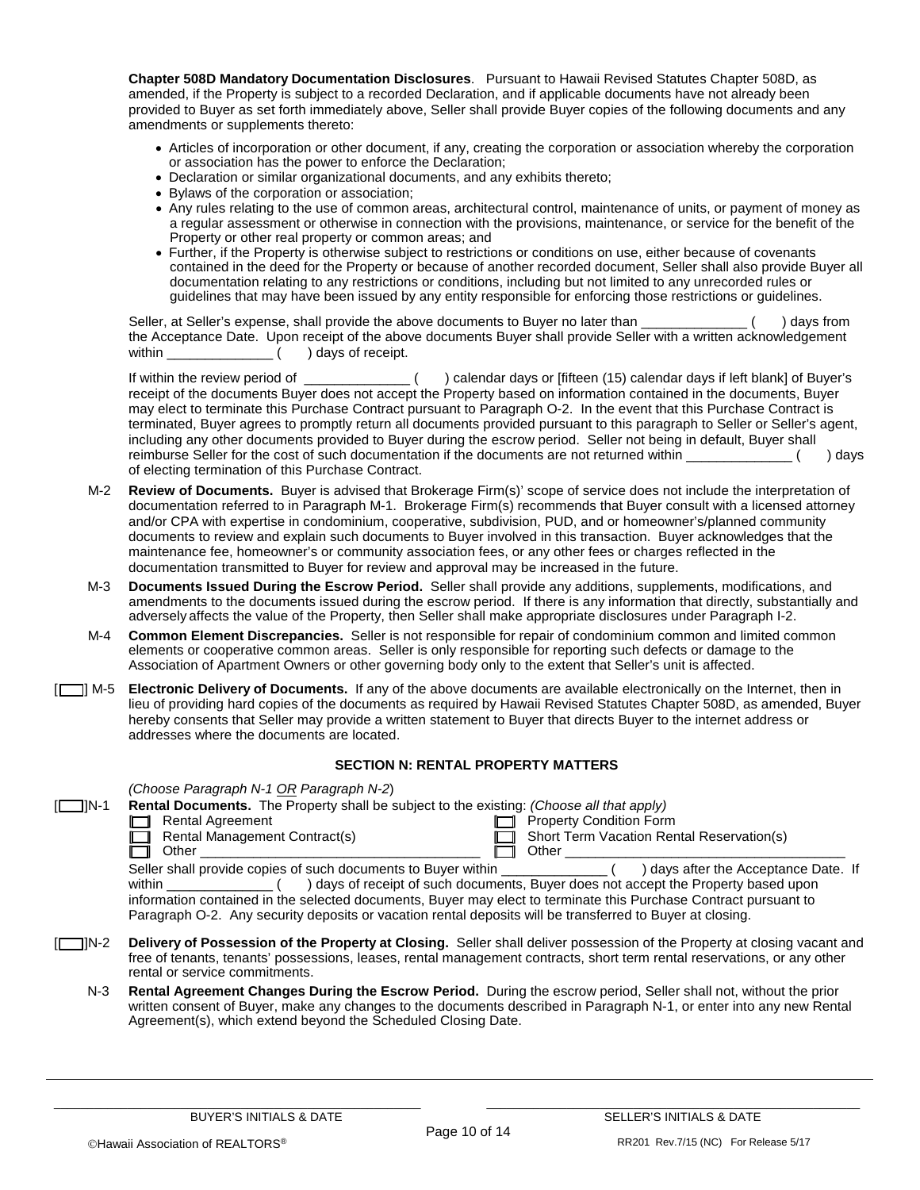**Chapter 508D Mandatory Documentation Disclosures**. Pursuant to Hawaii Revised Statutes Chapter 508D, as amended, if the Property is subject to a recorded Declaration, and if applicable documents have not already been provided to Buyer as set forth immediately above, Seller shall provide Buyer copies of the following documents and any amendments or supplements thereto:

- Articles of incorporation or other document, if any, creating the corporation or association whereby the corporation or association has the power to enforce the Declaration;
- Declaration or similar organizational documents, and any exhibits thereto;
- Bylaws of the corporation or association;
- Any rules relating to the use of common areas, architectural control, maintenance of units, or payment of money as a regular assessment or otherwise in connection with the provisions, maintenance, or service for the benefit of the Property or other real property or common areas; and
- Further, if the Property is otherwise subject to restrictions or conditions on use, either because of covenants contained in the deed for the Property or because of another recorded document, Seller shall also provide Buyer all documentation relating to any restrictions or conditions, including but not limited to any unrecorded rules or guidelines that may have been issued by any entity responsible for enforcing those restrictions or guidelines.

Seller, at Seller's expense, shall provide the above documents to Buyer no later than ______________ (   ) days from the Acceptance Date. Upon receipt of the above documents Buyer shall provide Seller with a written acknowledgement within ______________ (   ) days of receipt.

If within the review period of ______________ (   ) calendar days or [fifteen (15) calendar days if left blank] of Buyer's receipt of the documents Buyer does not accept the Property based on information contained in the documents, Buyer may elect to terminate this Purchase Contract pursuant to Paragraph O-2. In the event that this Purchase Contract is terminated, Buyer agrees to promptly return all documents provided pursuant to this paragraph to Seller or Seller's agent, including any other documents provided to Buyer during the escrow period. Seller not being in default, Buyer shall reimburse Seller for the cost of such documentation if the documents are not returned within ______________ (   ) days of electing termination of this Purchase Contract.

M-2 **Review of Documents.** Buyer is advised that Brokerage Firm(s)' scope of service does not include the interpretation of documentation referred to in Paragraph M-1. Brokerage Firm(s) recommends that Buyer consult with a licensed attorney and/or CPA with expertise in condominium, cooperative, subdivision, PUD, and or homeowner's/planned community documents to review and explain such documents to Buyer involved in this transaction. Buyer acknowledges that the maintenance fee, homeowner's or community association fees, or any other fees or charges reflected in the documentation transmitted to Buyer for review and approval may be increased in the future.

M-3 **Documents Issued During the Escrow Period.** Seller shall provide any additions, supplements, modifications, and amendments to the documents issued during the escrow period. If there is any information that directly, substantially and adversely affects the value of the Property, then Seller shall make appropriate disclosures under Paragraph I-2.

M-4 **Common Element Discrepancies.** Seller is not responsible for repair of condominium common and limited common elements or cooperative common areas. Seller is only responsible for reporting such defects or damage to the Association of Apartment Owners or other governing body only to the extent that Seller's unit is affected.

[ ] M-5 **Electronic Delivery of Documents.** If any of the above documents are available electronically on the Internet, then in lieu of providing hard copies of the documents as required by Hawaii Revised Statutes Chapter 508D, as amended, Buyer hereby consents that Seller may provide a written statement to Buyer that directs Buyer to the internet address or addresses where the documents are located.

## SECTION N: RENTAL PROPERTY MATTERS

*(Choose Paragraph N-1 OR Paragraph N-2)*

[ ] N-1 **Rental Documents.** The Property shall be subject to the existing: *(Choose all that apply)*

- [ ] Rental Agreement
- [ ] Property Condition Form
- [ ] Rental Management Contract(s)
- [ ] Short Term Vacation Rental Reservation(s)
- [ ] Other ______________________________________
- [ ] Other ______________________________________

Seller shall provide copies of such documents to Buyer within ______________ (   ) days after the Acceptance Date. If within ______________ (   ) days of receipt of such documents, Buyer does not accept the Property based upon information contained in the selected documents, Buyer may elect to terminate this Purchase Contract pursuant to Paragraph O-2. Any security deposits or vacation rental deposits will be transferred to Buyer at closing.

[ ] N-2 **Delivery of Possession of the Property at Closing.** Seller shall deliver possession of the Property at closing vacant and free of tenants, tenants' possessions, leases, rental management contracts, short term rental reservations, or any other rental or service commitments.

N-3 **Rental Agreement Changes During the Escrow Period.** During the escrow period, Seller shall not, without the prior written consent of Buyer, make any changes to the documents described in Paragraph N-1, or enter into any new Rental Agreement(s), which extend beyond the Scheduled Closing Date.

BUYER'S INITIALS & DATE          SELLER'S INITIALS & DATE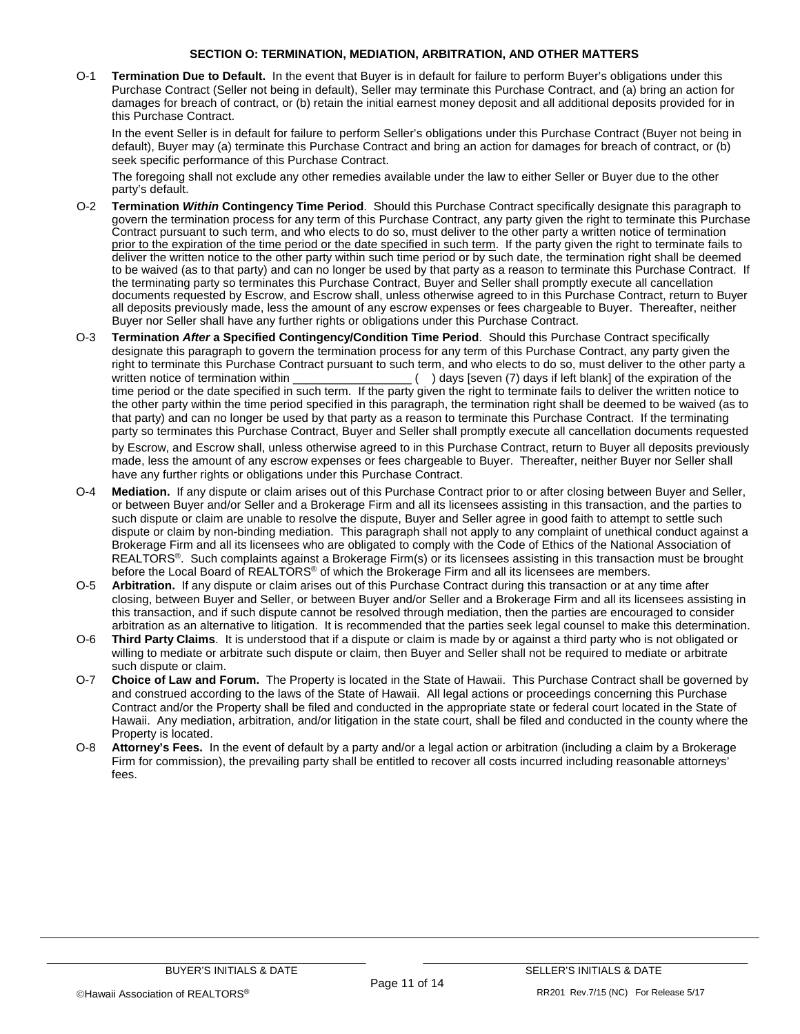## SECTION O: TERMINATION, MEDIATION, ARBITRATION, AND OTHER MATTERS

O-1 **Termination Due to Default.** In the event that Buyer is in default for failure to perform Buyer's obligations under this Purchase Contract (Seller not being in default), Seller may terminate this Purchase Contract, and (a) bring an action for damages for breach of contract, or (b) retain the initial earnest money deposit and all additional deposits provided for in this Purchase Contract.

In the event Seller is in default for failure to perform Seller's obligations under this Purchase Contract (Buyer not being in default), Buyer may (a) terminate this Purchase Contract and bring an action for damages for breach of contract, or (b) seek specific performance of this Purchase Contract.

The foregoing shall not exclude any other remedies available under the law to either Seller or Buyer due to the other party's default.

O-2 **Termination *Within* Contingency Time Period**. Should this Purchase Contract specifically designate this paragraph to govern the termination process for any term of this Purchase Contract, any party given the right to terminate this Purchase Contract pursuant to such term, and who elects to do so, must deliver to the other party a written notice of termination <u>prior to the expiration of the time period or the date specified in such term</u>. If the party given the right to terminate fails to deliver the written notice to the other party within such time period or by such date, the termination right shall be deemed to be waived (as to that party) and can no longer be used by that party as a reason to terminate this Purchase Contract. If the terminating party so terminates this Purchase Contract, Buyer and Seller shall promptly execute all cancellation documents requested by Escrow, and Escrow shall, unless otherwise agreed to in this Purchase Contract, return to Buyer all deposits previously made, less the amount of any escrow expenses or fees chargeable to Buyer. Thereafter, neither Buyer nor Seller shall have any further rights or obligations under this Purchase Contract.

O-3 **Termination *After* a Specified Contingency/Condition Time Period**. Should this Purchase Contract specifically designate this paragraph to govern the termination process for any term of this Purchase Contract, any party given the right to terminate this Purchase Contract pursuant to such term, and who elects to do so, must deliver to the other party a written notice of termination within __________________ ( ) days [seven (7) days if left blank] of the expiration of the time period or the date specified in such term. If the party given the right to terminate fails to deliver the written notice to the other party within the time period specified in this paragraph, the termination right shall be deemed to be waived (as to that party) and can no longer be used by that party as a reason to terminate this Purchase Contract. If the terminating party so terminates this Purchase Contract, Buyer and Seller shall promptly execute all cancellation documents requested by Escrow, and Escrow shall, unless otherwise agreed to in this Purchase Contract, return to Buyer all deposits previously made, less the amount of any escrow expenses or fees chargeable to Buyer. Thereafter, neither Buyer nor Seller shall have any further rights or obligations under this Purchase Contract.

O-4 **Mediation.** If any dispute or claim arises out of this Purchase Contract prior to or after closing between Buyer and Seller, or between Buyer and/or Seller and a Brokerage Firm and all its licensees assisting in this transaction, and the parties to such dispute or claim are unable to resolve the dispute, Buyer and Seller agree in good faith to attempt to settle such dispute or claim by non-binding mediation. This paragraph shall not apply to any complaint of unethical conduct against a Brokerage Firm and all its licensees who are obligated to comply with the Code of Ethics of the National Association of REALTORS®. Such complaints against a Brokerage Firm(s) or its licensees assisting in this transaction must be brought before the Local Board of REALTORS® of which the Brokerage Firm and all its licensees are members.

O-5 **Arbitration.** If any dispute or claim arises out of this Purchase Contract during this transaction or at any time after closing, between Buyer and Seller, or between Buyer and/or Seller and a Brokerage Firm and all its licensees assisting in this transaction, and if such dispute cannot be resolved through mediation, then the parties are encouraged to consider arbitration as an alternative to litigation. It is recommended that the parties seek legal counsel to make this determination.

O-6 **Third Party Claims**. It is understood that if a dispute or claim is made by or against a third party who is not obligated or willing to mediate or arbitrate such dispute or claim, then Buyer and Seller shall not be required to mediate or arbitrate such dispute or claim.

O-7 **Choice of Law and Forum.** The Property is located in the State of Hawaii. This Purchase Contract shall be governed by and construed according to the laws of the State of Hawaii. All legal actions or proceedings concerning this Purchase Contract and/or the Property shall be filed and conducted in the appropriate state or federal court located in the State of Hawaii. Any mediation, arbitration, and/or litigation in the state court, shall be filed and conducted in the county where the Property is located.

O-8 **Attorney's Fees.** In the event of default by a party and/or a legal action or arbitration (including a claim by a Brokerage Firm for commission), the prevailing party shall be entitled to recover all costs incurred including reasonable attorneys' fees.

BUYER'S INITIALS & DATE ____________________ SELLER'S INITIALS & DATE ____________________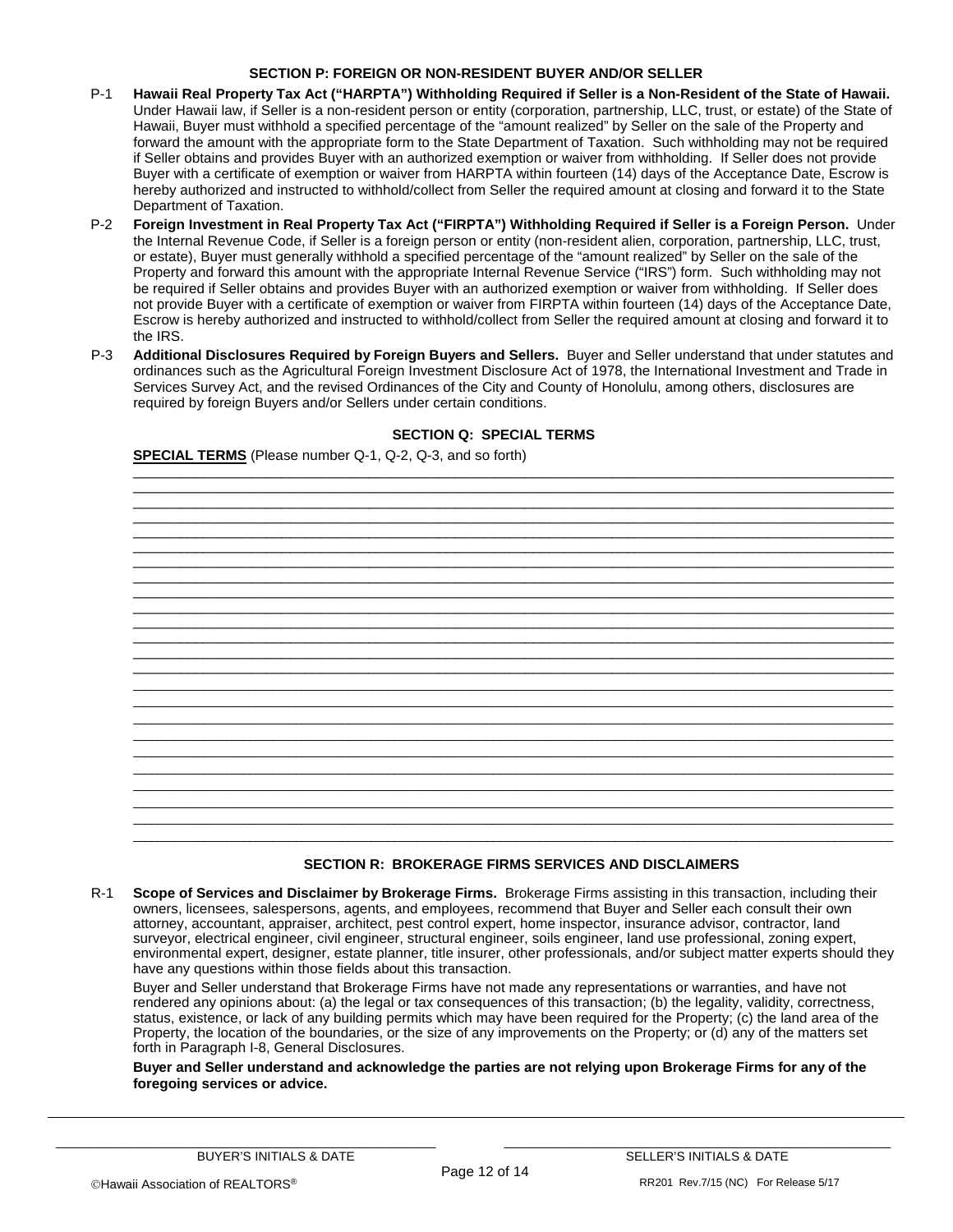## SECTION P: FOREIGN OR NON-RESIDENT BUYER AND/OR SELLER

P-1 **Hawaii Real Property Tax Act ("HARPTA") Withholding Required if Seller is a Non-Resident of the State of Hawaii.** Under Hawaii law, if Seller is a non-resident person or entity (corporation, partnership, LLC, trust, or estate) of the State of Hawaii, Buyer must withhold a specified percentage of the "amount realized" by Seller on the sale of the Property and forward the amount with the appropriate form to the State Department of Taxation. Such withholding may not be required if Seller obtains and provides Buyer with an authorized exemption or waiver from withholding. If Seller does not provide Buyer with a certificate of exemption or waiver from HARPTA within fourteen (14) days of the Acceptance Date, Escrow is hereby authorized and instructed to withhold/collect from Seller the required amount at closing and forward it to the State Department of Taxation.

P-2 **Foreign Investment in Real Property Tax Act ("FIRPTA") Withholding Required if Seller is a Foreign Person.** Under the Internal Revenue Code, if Seller is a foreign person or entity (non-resident alien, corporation, partnership, LLC, trust, or estate), Buyer must generally withhold a specified percentage of the "amount realized" by Seller on the sale of the Property and forward this amount with the appropriate Internal Revenue Service ("IRS") form. Such withholding may not be required if Seller obtains and provides Buyer with an authorized exemption or waiver from withholding. If Seller does not provide Buyer with a certificate of exemption or waiver from FIRPTA within fourteen (14) days of the Acceptance Date, Escrow is hereby authorized and instructed to withhold/collect from Seller the required amount at closing and forward it to the IRS.

P-3 **Additional Disclosures Required by Foreign Buyers and Sellers.** Buyer and Seller understand that under statutes and ordinances such as the Agricultural Foreign Investment Disclosure Act of 1978, the International Investment and Trade in Services Survey Act, and the revised Ordinances of the City and County of Honolulu, among others, disclosures are required by foreign Buyers and/or Sellers under certain conditions.

## SECTION Q: SPECIAL TERMS

**SPECIAL TERMS** (Please number Q-1, Q-2, Q-3, and so forth)

______________________________________________________________________________
______________________________________________________________________________
______________________________________________________________________________
______________________________________________________________________________
______________________________________________________________________________
______________________________________________________________________________
______________________________________________________________________________
______________________________________________________________________________
______________________________________________________________________________
______________________________________________________________________________
______________________________________________________________________________
______________________________________________________________________________
______________________________________________________________________________
______________________________________________________________________________
______________________________________________________________________________
______________________________________________________________________________
______________________________________________________________________________
______________________________________________________________________________
______________________________________________________________________________
______________________________________________________________________________
______________________________________________________________________________
______________________________________________________________________________
______________________________________________________________________________

## SECTION R: BROKERAGE FIRMS SERVICES AND DISCLAIMERS

R-1 **Scope of Services and Disclaimer by Brokerage Firms.** Brokerage Firms assisting in this transaction, including their owners, licensees, salespersons, agents, and employees, recommend that Buyer and Seller each consult their own attorney, accountant, appraiser, architect, pest control expert, home inspector, insurance advisor, contractor, land surveyor, electrical engineer, civil engineer, structural engineer, soils engineer, land use professional, zoning expert, environmental expert, designer, estate planner, title insurer, other professionals, and/or subject matter experts should they have any questions within those fields about this transaction.

Buyer and Seller understand that Brokerage Firms have not made any representations or warranties, and have not rendered any opinions about: (a) the legal or tax consequences of this transaction; (b) the legality, validity, correctness, status, existence, or lack of any building permits which may have been required for the Property; (c) the land area of the Property, the location of the boundaries, or the size of any improvements on the Property; or (d) any of the matters set forth in Paragraph I-8, General Disclosures.

**Buyer and Seller understand and acknowledge the parties are not relying upon Brokerage Firms for any of the foregoing services or advice.**

______________________________ BUYER'S INITIALS & DATE

______________________________ SELLER'S INITIALS & DATE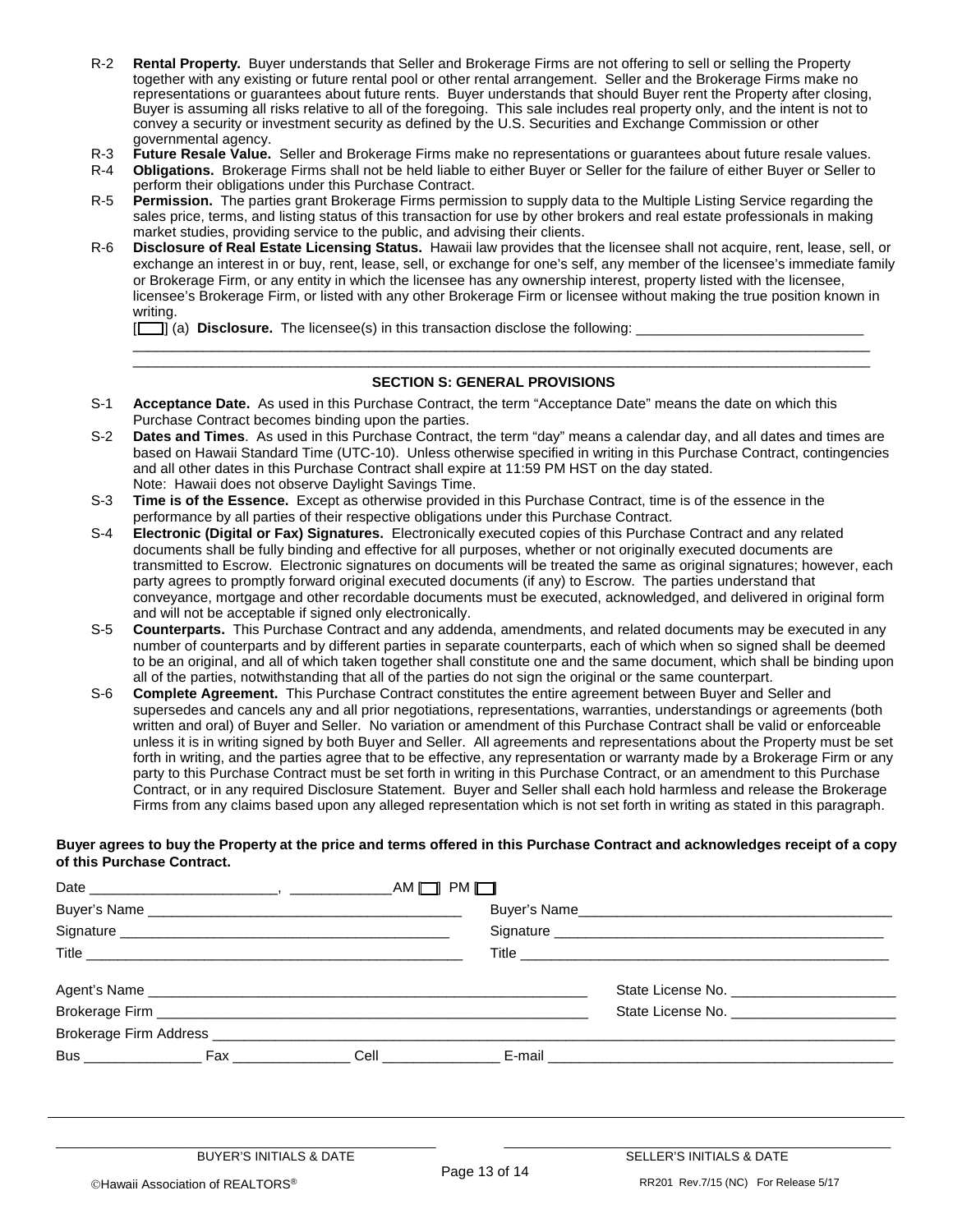R-2 **Rental Property.** Buyer understands that Seller and Brokerage Firms are not offering to sell or selling the Property together with any existing or future rental pool or other rental arrangement. Seller and the Brokerage Firms make no representations or guarantees about future rents. Buyer understands that should Buyer rent the Property after closing, Buyer is assuming all risks relative to all of the foregoing. This sale includes real property only, and the intent is not to convey a security or investment security as defined by the U.S. Securities and Exchange Commission or other governmental agency.

R-3 **Future Resale Value.** Seller and Brokerage Firms make no representations or guarantees about future resale values.

R-4 **Obligations.** Brokerage Firms shall not be held liable to either Buyer or Seller for the failure of either Buyer or Seller to perform their obligations under this Purchase Contract.

R-5 **Permission.** The parties grant Brokerage Firms permission to supply data to the Multiple Listing Service regarding the sales price, terms, and listing status of this transaction for use by other brokers and real estate professionals in making market studies, providing service to the public, and advising their clients.

R-6 **Disclosure of Real Estate Licensing Status.** Hawaii law provides that the licensee shall not acquire, rent, lease, sell, or exchange an interest in or buy, rent, lease, sell, or exchange for one's self, any member of the licensee's immediate family or Brokerage Firm, or any entity in which the licensee has any ownership interest, property listed with the licensee, licensee's Brokerage Firm, or listed with any other Brokerage Firm or licensee without making the true position known in writing.

[ ] (a) **Disclosure.** The licensee(s) in this transaction disclose the following: ______________________________
________________________________________________________________________________________________
________________________________________________________________________________________________

## SECTION S: GENERAL PROVISIONS

S-1 **Acceptance Date.** As used in this Purchase Contract, the term "Acceptance Date" means the date on which this Purchase Contract becomes binding upon the parties.

S-2 **Dates and Times**. As used in this Purchase Contract, the term "day" means a calendar day, and all dates and times are based on Hawaii Standard Time (UTC-10). Unless otherwise specified in writing in this Purchase Contract, contingencies and all other dates in this Purchase Contract shall expire at 11:59 PM HST on the day stated.
Note: Hawaii does not observe Daylight Savings Time.

S-3 **Time is of the Essence.** Except as otherwise provided in this Purchase Contract, time is of the essence in the performance by all parties of their respective obligations under this Purchase Contract.

S-4 **Electronic (Digital or Fax) Signatures.** Electronically executed copies of this Purchase Contract and any related documents shall be fully binding and effective for all purposes, whether or not originally executed documents are transmitted to Escrow. Electronic signatures on documents will be treated the same as original signatures; however, each party agrees to promptly forward original executed documents (if any) to Escrow. The parties understand that conveyance, mortgage and other recordable documents must be executed, acknowledged, and delivered in original form and will not be acceptable if signed only electronically.

S-5 **Counterparts.** This Purchase Contract and any addenda, amendments, and related documents may be executed in any number of counterparts and by different parties in separate counterparts, each of which when so signed shall be deemed to be an original, and all of which taken together shall constitute one and the same document, which shall be binding upon all of the parties, notwithstanding that all of the parties do not sign the original or the same counterpart.

S-6 **Complete Agreement.** This Purchase Contract constitutes the entire agreement between Buyer and Seller and supersedes and cancels any and all prior negotiations, representations, warranties, understandings or agreements (both written and oral) of Buyer and Seller. No variation or amendment of this Purchase Contract shall be valid or enforceable unless it is in writing signed by both Buyer and Seller. All agreements and representations about the Property must be set forth in writing, and the parties agree that to be effective, any representation or warranty made by a Brokerage Firm or any party to this Purchase Contract must be set forth in writing in this Purchase Contract, or an amendment to this Purchase Contract, or in any required Disclosure Statement. Buyer and Seller shall each hold harmless and release the Brokerage Firms from any claims based upon any alleged representation which is not set forth in writing as stated in this paragraph.

**Buyer agrees to buy the Property at the price and terms offered in this Purchase Contract and acknowledges receipt of a copy of this Purchase Contract.**

Date ________________________, _____________AM [ ] PM [ ]

Buyer's Name ________________________________________ Buyer's Name________________________________________

Signature __________________________________________ Signature __________________________________________

Title ______________________________________________ Title ______________________________________________

Agent's Name ________________________________________ State License No. _____________________

Brokerage Firm ______________________________________ State License No. _____________________

Brokerage Firm Address ____________________________________________________________________________

Bus _______________ Fax _______________ Cell _______________ E-mail ___________________________________

BUYER'S INITIALS & DATE SELLER'S INITIALS & DATE

©Hawaii Association of REALTORS® RR201 Rev.7/15 (NC) For Release 5/17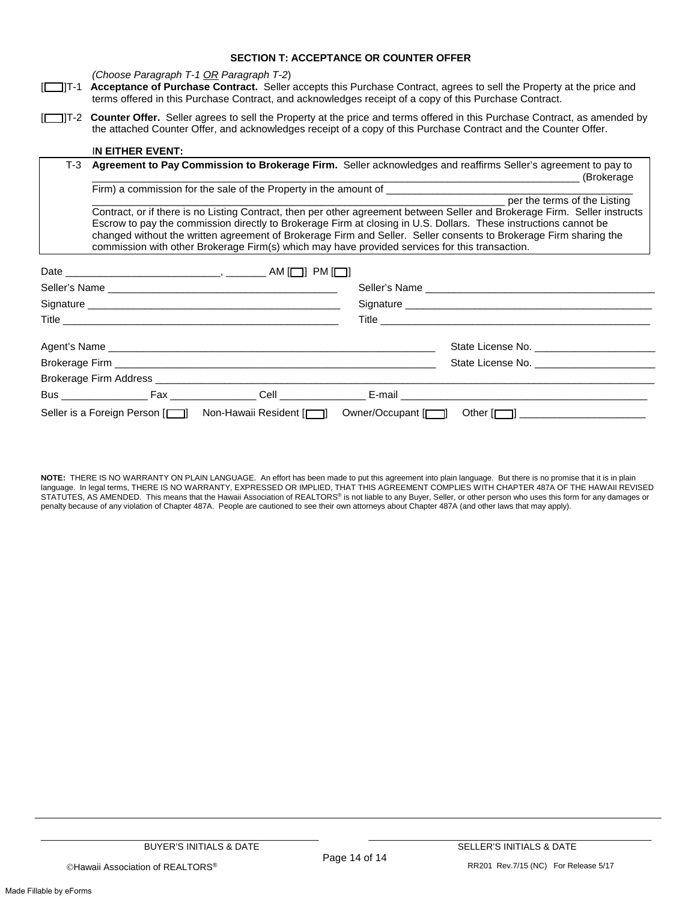## SECTION T: ACCEPTANCE OR COUNTER OFFER

*(Choose Paragraph T-1 OR Paragraph T-2)*

[ ] T-1 **Acceptance of Purchase Contract.** Seller accepts this Purchase Contract, agrees to sell the Property at the price and terms offered in this Purchase Contract, and acknowledges receipt of a copy of this Purchase Contract.

[ ] T-2 **Counter Offer.** Seller agrees to sell the Property at the price and terms offered in this Purchase Contract, as amended by the attached Counter Offer, and acknowledges receipt of a copy of this Purchase Contract and the Counter Offer.

**IN EITHER EVENT:**

T-3 **Agreement to Pay Commission to Brokerage Firm.** Seller acknowledges and reaffirms Seller's agreement to pay to ______________________________ (Brokerage Firm) a commission for the sale of the Property in the amount of ______________________________ per the terms of the Listing Contract, or if there is no Listing Contract, then per other agreement between Seller and Brokerage Firm. Seller instructs Escrow to pay the commission directly to Brokerage Firm at closing in U.S. Dollars. These instructions cannot be changed without the written agreement of Brokerage Firm and Seller. Seller consents to Brokerage Firm sharing the commission with other Brokerage Firm(s) which may have provided services for this transaction.

Date ______________________, _______ AM [ ] PM [ ]

Seller's Name ______________________ Seller's Name ______________________

Signature ______________________ Signature ______________________

Title ______________________ Title ______________________

Agent's Name ______________________ State License No. ______________________

Brokerage Firm ______________________ State License No. ______________________

Brokerage Firm Address ______________________

Bus ____________ Fax ____________ Cell ____________ E-mail ______________________

Seller is a Foreign Person [ ] Non-Hawaii Resident [ ] Owner/Occupant [ ] Other [ ] ______________________

**NOTE:** THERE IS NO WARRANTY ON PLAIN LANGUAGE. An effort has been made to put this agreement into plain language. But there is no promise that it is in plain language. In legal terms, THERE IS NO WARRANTY, EXPRESSED OR IMPLIED, THAT THIS AGREEMENT COMPLIES WITH CHAPTER 487A OF THE HAWAII REVISED STATUTES, AS AMENDED. This means that the Hawaii Association of REALTORS® is not liable to any Buyer, Seller, or other person who uses this form for any damages or penalty because of any violation of Chapter 487A. People are cautioned to see their own attorneys about Chapter 487A (and other laws that may apply).

BUYER'S INITIALS & DATE ______________________ SELLER'S INITIALS & DATE ______________________